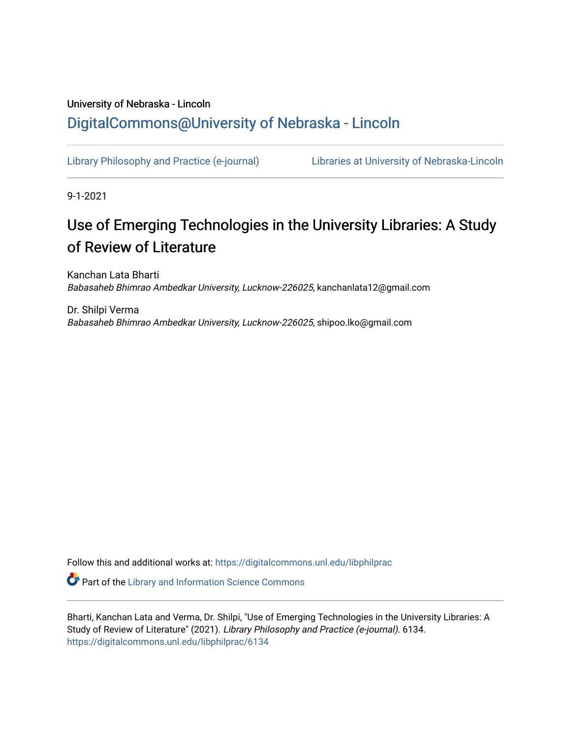University of Nebraska - Lincoln

## DigitalCommons@University of Nebraska - Lincoln

Library Philosophy and Practice (e-journal) | Libraries at University of Nebraska-Lincoln

9-1-2021

# Use of Emerging Technologies in the University Libraries: A Study of Review of Literature

Kanchan Lata Bharti
*Babasaheb Bhimrao Ambedkar University, Lucknow-226025*, kanchanlata12@gmail.com

Dr. Shilpi Verma
*Babasaheb Bhimrao Ambedkar University, Lucknow-226025*, shipoo.lko@gmail.com

Follow this and additional works at: https://digitalcommons.unl.edu/libphilprac

Part of the Library and Information Science Commons

Bharti, Kanchan Lata and Verma, Dr. Shilpi, "Use of Emerging Technologies in the University Libraries: A Study of Review of Literature" (2021). *Library Philosophy and Practice (e-journal)*. 6134.
https://digitalcommons.unl.edu/libphilprac/6134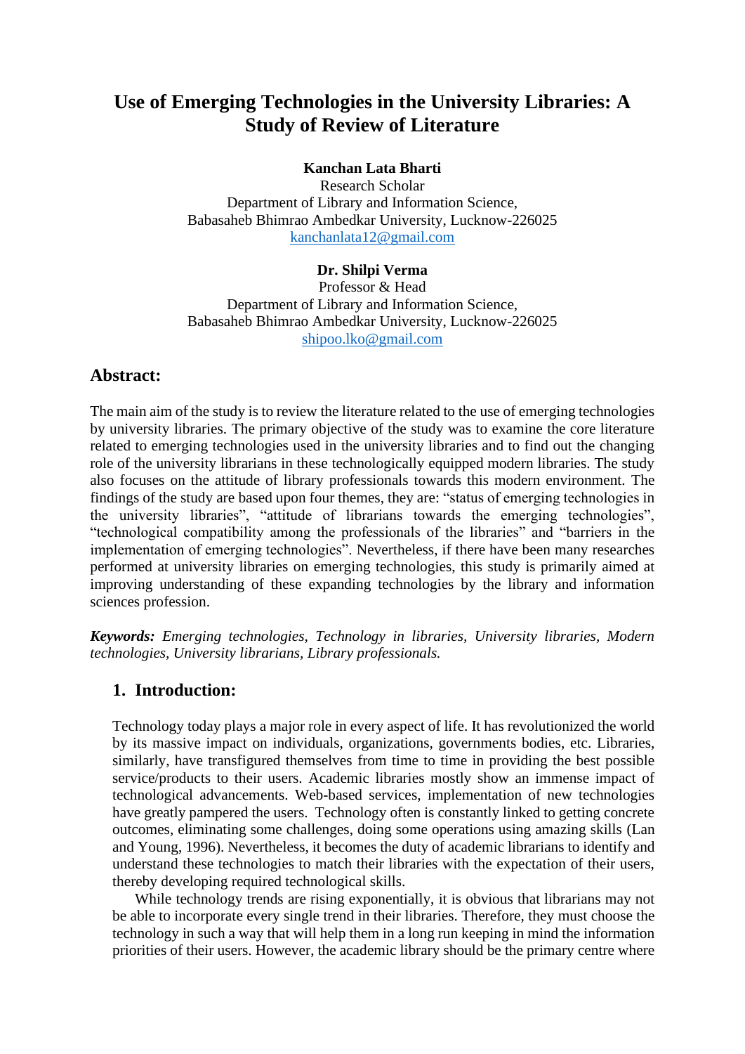# Use of Emerging Technologies in the University Libraries: A Study of Review of Literature

**Kanchan Lata Bharti**
Research Scholar
Department of Library and Information Science,
Babasaheb Bhimrao Ambedkar University, Lucknow-226025
kanchanlata12@gmail.com

**Dr. Shilpi Verma**
Professor & Head
Department of Library and Information Science,
Babasaheb Bhimrao Ambedkar University, Lucknow-226025
shipoo.lko@gmail.com

## Abstract:

The main aim of the study is to review the literature related to the use of emerging technologies by university libraries. The primary objective of the study was to examine the core literature related to emerging technologies used in the university libraries and to find out the changing role of the university librarians in these technologically equipped modern libraries. The study also focuses on the attitude of library professionals towards this modern environment. The findings of the study are based upon four themes, they are: "status of emerging technologies in the university libraries", "attitude of librarians towards the emerging technologies", "technological compatibility among the professionals of the libraries" and "barriers in the implementation of emerging technologies". Nevertheless, if there have been many researches performed at university libraries on emerging technologies, this study is primarily aimed at improving understanding of these expanding technologies by the library and information sciences profession.

***Keywords:*** *Emerging technologies, Technology in libraries, University libraries, Modern technologies, University librarians, Library professionals.*

## 1. Introduction:

Technology today plays a major role in every aspect of life. It has revolutionized the world by its massive impact on individuals, organizations, governments bodies, etc. Libraries, similarly, have transfigured themselves from time to time in providing the best possible service/products to their users. Academic libraries mostly show an immense impact of technological advancements. Web-based services, implementation of new technologies have greatly pampered the users. Technology often is constantly linked to getting concrete outcomes, eliminating some challenges, doing some operations using amazing skills (Lan and Young, 1996). Nevertheless, it becomes the duty of academic librarians to identify and understand these technologies to match their libraries with the expectation of their users, thereby developing required technological skills.

While technology trends are rising exponentially, it is obvious that librarians may not be able to incorporate every single trend in their libraries. Therefore, they must choose the technology in such a way that will help them in a long run keeping in mind the information priorities of their users. However, the academic library should be the primary centre where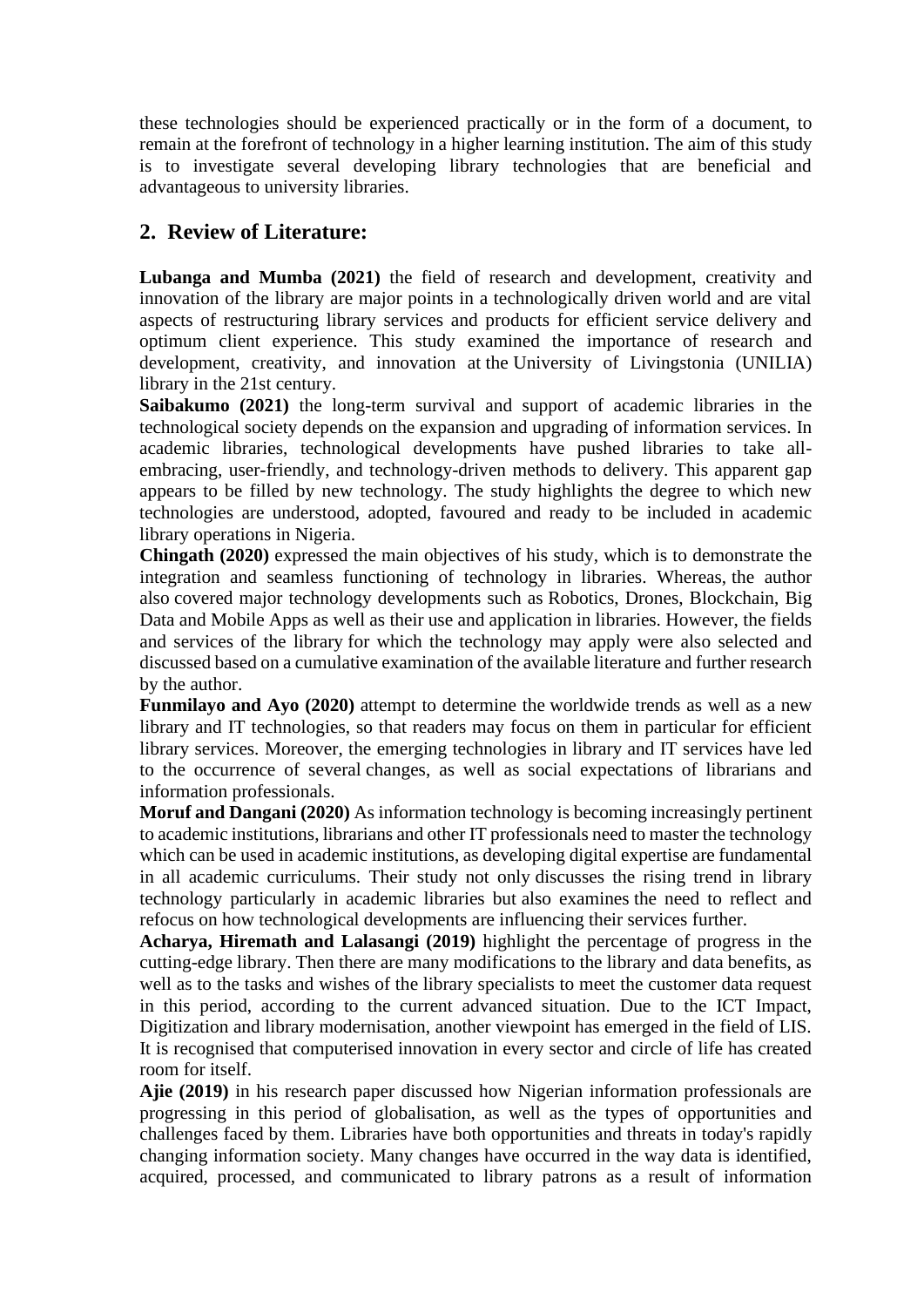these technologies should be experienced practically or in the form of a document, to remain at the forefront of technology in a higher learning institution. The aim of this study is to investigate several developing library technologies that are beneficial and advantageous to university libraries.

## 2. Review of Literature:

**Lubanga and Mumba (2021)** the field of research and development, creativity and innovation of the library are major points in a technologically driven world and are vital aspects of restructuring library services and products for efficient service delivery and optimum client experience. This study examined the importance of research and development, creativity, and innovation at the University of Livingstonia (UNILIA) library in the 21st century.

**Saibakumo (2021)** the long-term survival and support of academic libraries in the technological society depends on the expansion and upgrading of information services. In academic libraries, technological developments have pushed libraries to take all-embracing, user-friendly, and technology-driven methods to delivery. This apparent gap appears to be filled by new technology. The study highlights the degree to which new technologies are understood, adopted, favoured and ready to be included in academic library operations in Nigeria.

**Chingath (2020)** expressed the main objectives of his study, which is to demonstrate the integration and seamless functioning of technology in libraries. Whereas, the author also covered major technology developments such as Robotics, Drones, Blockchain, Big Data and Mobile Apps as well as their use and application in libraries. However, the fields and services of the library for which the technology may apply were also selected and discussed based on a cumulative examination of the available literature and further research by the author.

**Funmilayo and Ayo (2020)** attempt to determine the worldwide trends as well as a new library and IT technologies, so that readers may focus on them in particular for efficient library services. Moreover, the emerging technologies in library and IT services have led to the occurrence of several changes, as well as social expectations of librarians and information professionals.

**Moruf and Dangani (2020)** As information technology is becoming increasingly pertinent to academic institutions, librarians and other IT professionals need to master the technology which can be used in academic institutions, as developing digital expertise are fundamental in all academic curriculums. Their study not only discusses the rising trend in library technology particularly in academic libraries but also examines the need to reflect and refocus on how technological developments are influencing their services further.

**Acharya, Hiremath and Lalasangi (2019)** highlight the percentage of progress in the cutting-edge library. Then there are many modifications to the library and data benefits, as well as to the tasks and wishes of the library specialists to meet the customer data request in this period, according to the current advanced situation. Due to the ICT Impact, Digitization and library modernisation, another viewpoint has emerged in the field of LIS. It is recognised that computerised innovation in every sector and circle of life has created room for itself.

**Ajie (2019)** in his research paper discussed how Nigerian information professionals are progressing in this period of globalisation, as well as the types of opportunities and challenges faced by them. Libraries have both opportunities and threats in today's rapidly changing information society. Many changes have occurred in the way data is identified, acquired, processed, and communicated to library patrons as a result of information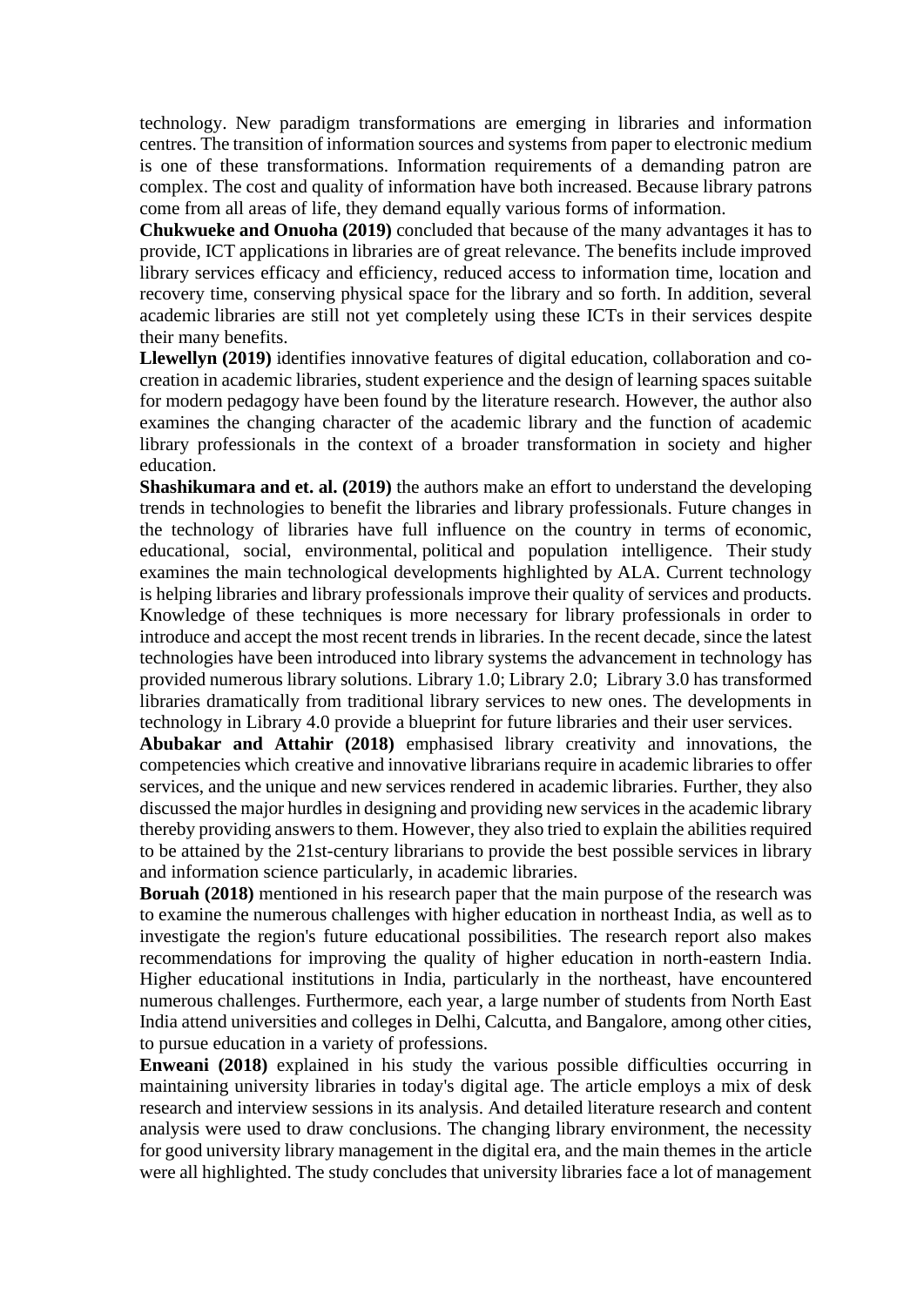technology. New paradigm transformations are emerging in libraries and information centres. The transition of information sources and systems from paper to electronic medium is one of these transformations. Information requirements of a demanding patron are complex. The cost and quality of information have both increased. Because library patrons come from all areas of life, they demand equally various forms of information.

**Chukwueke and Onuoha (2019)** concluded that because of the many advantages it has to provide, ICT applications in libraries are of great relevance. The benefits include improved library services efficacy and efficiency, reduced access to information time, location and recovery time, conserving physical space for the library and so forth. In addition, several academic libraries are still not yet completely using these ICTs in their services despite their many benefits.

**Llewellyn (2019)** identifies innovative features of digital education, collaboration and co-creation in academic libraries, student experience and the design of learning spaces suitable for modern pedagogy have been found by the literature research. However, the author also examines the changing character of the academic library and the function of academic library professionals in the context of a broader transformation in society and higher education.

**Shashikumara and et. al. (2019)** the authors make an effort to understand the developing trends in technologies to benefit the libraries and library professionals. Future changes in the technology of libraries have full influence on the country in terms of economic, educational, social, environmental, political and population intelligence. Their study examines the main technological developments highlighted by ALA. Current technology is helping libraries and library professionals improve their quality of services and products. Knowledge of these techniques is more necessary for library professionals in order to introduce and accept the most recent trends in libraries. In the recent decade, since the latest technologies have been introduced into library systems the advancement in technology has provided numerous library solutions. Library 1.0; Library 2.0; Library 3.0 has transformed libraries dramatically from traditional library services to new ones. The developments in technology in Library 4.0 provide a blueprint for future libraries and their user services.

**Abubakar and Attahir (2018)** emphasised library creativity and innovations, the competencies which creative and innovative librarians require in academic libraries to offer services, and the unique and new services rendered in academic libraries. Further, they also discussed the major hurdles in designing and providing new services in the academic library thereby providing answers to them. However, they also tried to explain the abilities required to be attained by the 21st-century librarians to provide the best possible services in library and information science particularly, in academic libraries.

**Boruah (2018)** mentioned in his research paper that the main purpose of the research was to examine the numerous challenges with higher education in northeast India, as well as to investigate the region's future educational possibilities. The research report also makes recommendations for improving the quality of higher education in north-eastern India. Higher educational institutions in India, particularly in the northeast, have encountered numerous challenges. Furthermore, each year, a large number of students from North East India attend universities and colleges in Delhi, Calcutta, and Bangalore, among other cities, to pursue education in a variety of professions.

**Enweani (2018)** explained in his study the various possible difficulties occurring in maintaining university libraries in today's digital age. The article employs a mix of desk research and interview sessions in its analysis. And detailed literature research and content analysis were used to draw conclusions. The changing library environment, the necessity for good university library management in the digital era, and the main themes in the article were all highlighted. The study concludes that university libraries face a lot of management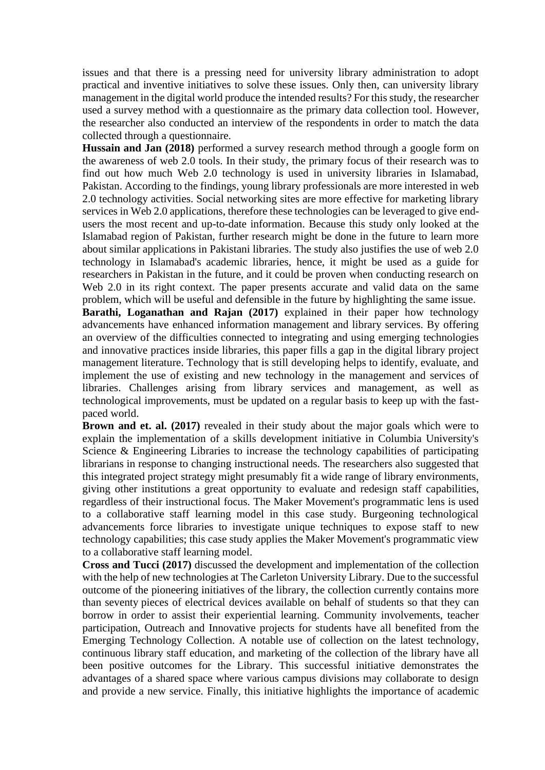issues and that there is a pressing need for university library administration to adopt practical and inventive initiatives to solve these issues. Only then, can university library management in the digital world produce the intended results? For this study, the researcher used a survey method with a questionnaire as the primary data collection tool. However, the researcher also conducted an interview of the respondents in order to match the data collected through a questionnaire.

**Hussain and Jan (2018)** performed a survey research method through a google form on the awareness of web 2.0 tools. In their study, the primary focus of their research was to find out how much Web 2.0 technology is used in university libraries in Islamabad, Pakistan. According to the findings, young library professionals are more interested in web 2.0 technology activities. Social networking sites are more effective for marketing library services in Web 2.0 applications, therefore these technologies can be leveraged to give end-users the most recent and up-to-date information. Because this study only looked at the Islamabad region of Pakistan, further research might be done in the future to learn more about similar applications in Pakistani libraries. The study also justifies the use of web 2.0 technology in Islamabad's academic libraries, hence, it might be used as a guide for researchers in Pakistan in the future, and it could be proven when conducting research on Web 2.0 in its right context. The paper presents accurate and valid data on the same problem, which will be useful and defensible in the future by highlighting the same issue.

**Barathi, Loganathan and Rajan (2017)** explained in their paper how technology advancements have enhanced information management and library services. By offering an overview of the difficulties connected to integrating and using emerging technologies and innovative practices inside libraries, this paper fills a gap in the digital library project management literature. Technology that is still developing helps to identify, evaluate, and implement the use of existing and new technology in the management and services of libraries. Challenges arising from library services and management, as well as technological improvements, must be updated on a regular basis to keep up with the fast-paced world.

**Brown and et. al. (2017)** revealed in their study about the major goals which were to explain the implementation of a skills development initiative in Columbia University's Science & Engineering Libraries to increase the technology capabilities of participating librarians in response to changing instructional needs. The researchers also suggested that this integrated project strategy might presumably fit a wide range of library environments, giving other institutions a great opportunity to evaluate and redesign staff capabilities, regardless of their instructional focus. The Maker Movement's programmatic lens is used to a collaborative staff learning model in this case study. Burgeoning technological advancements force libraries to investigate unique techniques to expose staff to new technology capabilities; this case study applies the Maker Movement's programmatic view to a collaborative staff learning model.

**Cross and Tucci (2017)** discussed the development and implementation of the collection with the help of new technologies at The Carleton University Library. Due to the successful outcome of the pioneering initiatives of the library, the collection currently contains more than seventy pieces of electrical devices available on behalf of students so that they can borrow in order to assist their experiential learning. Community involvements, teacher participation, Outreach and Innovative projects for students have all benefited from the Emerging Technology Collection. A notable use of collection on the latest technology, continuous library staff education, and marketing of the collection of the library have all been positive outcomes for the Library. This successful initiative demonstrates the advantages of a shared space where various campus divisions may collaborate to design and provide a new service. Finally, this initiative highlights the importance of academic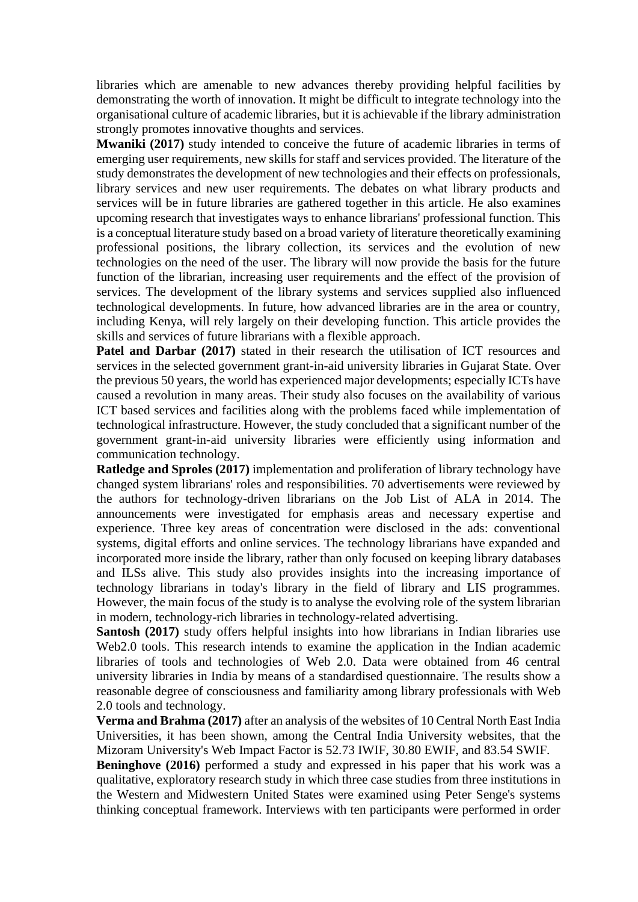libraries which are amenable to new advances thereby providing helpful facilities by demonstrating the worth of innovation. It might be difficult to integrate technology into the organisational culture of academic libraries, but it is achievable if the library administration strongly promotes innovative thoughts and services.

**Mwaniki (2017)** study intended to conceive the future of academic libraries in terms of emerging user requirements, new skills for staff and services provided. The literature of the study demonstrates the development of new technologies and their effects on professionals, library services and new user requirements. The debates on what library products and services will be in future libraries are gathered together in this article. He also examines upcoming research that investigates ways to enhance librarians' professional function. This is a conceptual literature study based on a broad variety of literature theoretically examining professional positions, the library collection, its services and the evolution of new technologies on the need of the user. The library will now provide the basis for the future function of the librarian, increasing user requirements and the effect of the provision of services. The development of the library systems and services supplied also influenced technological developments. In future, how advanced libraries are in the area or country, including Kenya, will rely largely on their developing function. This article provides the skills and services of future librarians with a flexible approach.

**Patel and Darbar (2017)** stated in their research the utilisation of ICT resources and services in the selected government grant-in-aid university libraries in Gujarat State. Over the previous 50 years, the world has experienced major developments; especially ICTs have caused a revolution in many areas. Their study also focuses on the availability of various ICT based services and facilities along with the problems faced while implementation of technological infrastructure. However, the study concluded that a significant number of the government grant-in-aid university libraries were efficiently using information and communication technology.

**Ratledge and Sproles (2017)** implementation and proliferation of library technology have changed system librarians' roles and responsibilities. 70 advertisements were reviewed by the authors for technology-driven librarians on the Job List of ALA in 2014. The announcements were investigated for emphasis areas and necessary expertise and experience. Three key areas of concentration were disclosed in the ads: conventional systems, digital efforts and online services. The technology librarians have expanded and incorporated more inside the library, rather than only focused on keeping library databases and ILSs alive. This study also provides insights into the increasing importance of technology librarians in today's library in the field of library and LIS programmes. However, the main focus of the study is to analyse the evolving role of the system librarian in modern, technology-rich libraries in technology-related advertising.

**Santosh (2017)** study offers helpful insights into how librarians in Indian libraries use Web2.0 tools. This research intends to examine the application in the Indian academic libraries of tools and technologies of Web 2.0. Data were obtained from 46 central university libraries in India by means of a standardised questionnaire. The results show a reasonable degree of consciousness and familiarity among library professionals with Web 2.0 tools and technology.

**Verma and Brahma (2017)** after an analysis of the websites of 10 Central North East India Universities, it has been shown, among the Central India University websites, that the Mizoram University's Web Impact Factor is 52.73 IWIF, 30.80 EWIF, and 83.54 SWIF.

**Beninghove (2016)** performed a study and expressed in his paper that his work was a qualitative, exploratory research study in which three case studies from three institutions in the Western and Midwestern United States were examined using Peter Senge's systems thinking conceptual framework. Interviews with ten participants were performed in order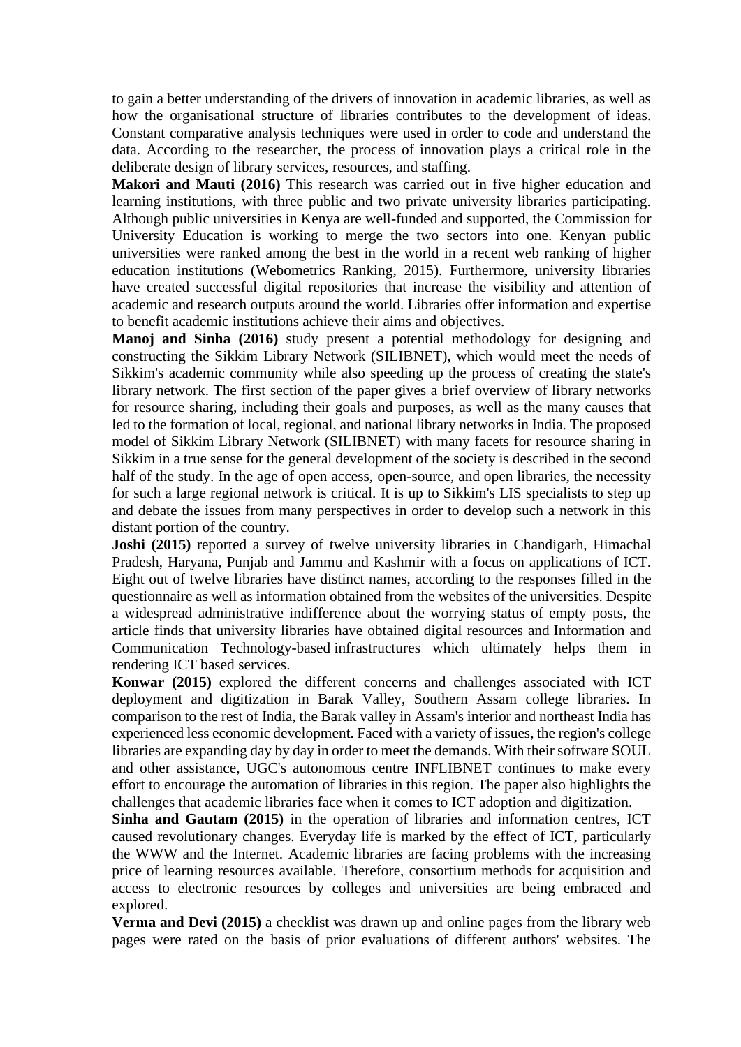to gain a better understanding of the drivers of innovation in academic libraries, as well as how the organisational structure of libraries contributes to the development of ideas. Constant comparative analysis techniques were used in order to code and understand the data. According to the researcher, the process of innovation plays a critical role in the deliberate design of library services, resources, and staffing.

**Makori and Mauti (2016)** This research was carried out in five higher education and learning institutions, with three public and two private university libraries participating. Although public universities in Kenya are well-funded and supported, the Commission for University Education is working to merge the two sectors into one. Kenyan public universities were ranked among the best in the world in a recent web ranking of higher education institutions (Webometrics Ranking, 2015). Furthermore, university libraries have created successful digital repositories that increase the visibility and attention of academic and research outputs around the world. Libraries offer information and expertise to benefit academic institutions achieve their aims and objectives.

**Manoj and Sinha (2016)** study present a potential methodology for designing and constructing the Sikkim Library Network (SILIBNET), which would meet the needs of Sikkim's academic community while also speeding up the process of creating the state's library network. The first section of the paper gives a brief overview of library networks for resource sharing, including their goals and purposes, as well as the many causes that led to the formation of local, regional, and national library networks in India. The proposed model of Sikkim Library Network (SILIBNET) with many facets for resource sharing in Sikkim in a true sense for the general development of the society is described in the second half of the study. In the age of open access, open-source, and open libraries, the necessity for such a large regional network is critical. It is up to Sikkim's LIS specialists to step up and debate the issues from many perspectives in order to develop such a network in this distant portion of the country.

**Joshi (2015)** reported a survey of twelve university libraries in Chandigarh, Himachal Pradesh, Haryana, Punjab and Jammu and Kashmir with a focus on applications of ICT. Eight out of twelve libraries have distinct names, according to the responses filled in the questionnaire as well as information obtained from the websites of the universities. Despite a widespread administrative indifference about the worrying status of empty posts, the article finds that university libraries have obtained digital resources and Information and Communication Technology-based infrastructures which ultimately helps them in rendering ICT based services.

**Konwar (2015)** explored the different concerns and challenges associated with ICT deployment and digitization in Barak Valley, Southern Assam college libraries. In comparison to the rest of India, the Barak valley in Assam's interior and northeast India has experienced less economic development. Faced with a variety of issues, the region's college libraries are expanding day by day in order to meet the demands. With their software SOUL and other assistance, UGC's autonomous centre INFLIBNET continues to make every effort to encourage the automation of libraries in this region. The paper also highlights the challenges that academic libraries face when it comes to ICT adoption and digitization.

**Sinha and Gautam (2015)** in the operation of libraries and information centres, ICT caused revolutionary changes. Everyday life is marked by the effect of ICT, particularly the WWW and the Internet. Academic libraries are facing problems with the increasing price of learning resources available. Therefore, consortium methods for acquisition and access to electronic resources by colleges and universities are being embraced and explored.

**Verma and Devi (2015)** a checklist was drawn up and online pages from the library web pages were rated on the basis of prior evaluations of different authors' websites. The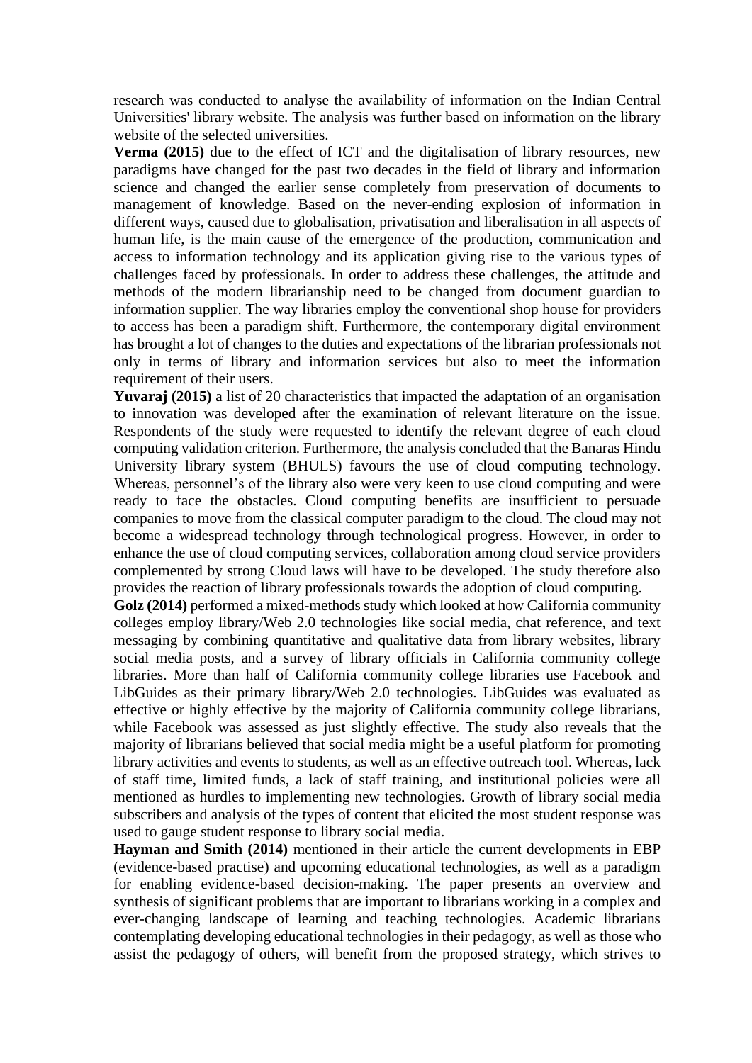research was conducted to analyse the availability of information on the Indian Central Universities' library website. The analysis was further based on information on the library website of the selected universities.

**Verma (2015)** due to the effect of ICT and the digitalisation of library resources, new paradigms have changed for the past two decades in the field of library and information science and changed the earlier sense completely from preservation of documents to management of knowledge. Based on the never-ending explosion of information in different ways, caused due to globalisation, privatisation and liberalisation in all aspects of human life, is the main cause of the emergence of the production, communication and access to information technology and its application giving rise to the various types of challenges faced by professionals. In order to address these challenges, the attitude and methods of the modern librarianship need to be changed from document guardian to information supplier. The way libraries employ the conventional shop house for providers to access has been a paradigm shift. Furthermore, the contemporary digital environment has brought a lot of changes to the duties and expectations of the librarian professionals not only in terms of library and information services but also to meet the information requirement of their users.

**Yuvaraj (2015)** a list of 20 characteristics that impacted the adaptation of an organisation to innovation was developed after the examination of relevant literature on the issue. Respondents of the study were requested to identify the relevant degree of each cloud computing validation criterion. Furthermore, the analysis concluded that the Banaras Hindu University library system (BHULS) favours the use of cloud computing technology. Whereas, personnel's of the library also were very keen to use cloud computing and were ready to face the obstacles. Cloud computing benefits are insufficient to persuade companies to move from the classical computer paradigm to the cloud. The cloud may not become a widespread technology through technological progress. However, in order to enhance the use of cloud computing services, collaboration among cloud service providers complemented by strong Cloud laws will have to be developed. The study therefore also provides the reaction of library professionals towards the adoption of cloud computing.

**Golz (2014)** performed a mixed-methods study which looked at how California community colleges employ library/Web 2.0 technologies like social media, chat reference, and text messaging by combining quantitative and qualitative data from library websites, library social media posts, and a survey of library officials in California community college libraries. More than half of California community college libraries use Facebook and LibGuides as their primary library/Web 2.0 technologies. LibGuides was evaluated as effective or highly effective by the majority of California community college librarians, while Facebook was assessed as just slightly effective. The study also reveals that the majority of librarians believed that social media might be a useful platform for promoting library activities and events to students, as well as an effective outreach tool. Whereas, lack of staff time, limited funds, a lack of staff training, and institutional policies were all mentioned as hurdles to implementing new technologies. Growth of library social media subscribers and analysis of the types of content that elicited the most student response was used to gauge student response to library social media.

**Hayman and Smith (2014)** mentioned in their article the current developments in EBP (evidence-based practise) and upcoming educational technologies, as well as a paradigm for enabling evidence-based decision-making. The paper presents an overview and synthesis of significant problems that are important to librarians working in a complex and ever-changing landscape of learning and teaching technologies. Academic librarians contemplating developing educational technologies in their pedagogy, as well as those who assist the pedagogy of others, will benefit from the proposed strategy, which strives to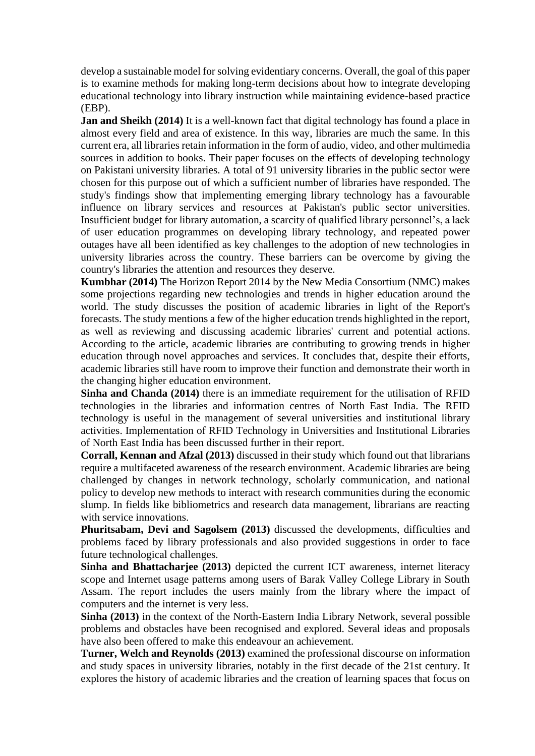develop a sustainable model for solving evidentiary concerns. Overall, the goal of this paper is to examine methods for making long-term decisions about how to integrate developing educational technology into library instruction while maintaining evidence-based practice (EBP).

**Jan and Sheikh (2014)** It is a well-known fact that digital technology has found a place in almost every field and area of existence. In this way, libraries are much the same. In this current era, all libraries retain information in the form of audio, video, and other multimedia sources in addition to books. Their paper focuses on the effects of developing technology on Pakistani university libraries. A total of 91 university libraries in the public sector were chosen for this purpose out of which a sufficient number of libraries have responded. The study's findings show that implementing emerging library technology has a favourable influence on library services and resources at Pakistan's public sector universities. Insufficient budget for library automation, a scarcity of qualified library personnel's, a lack of user education programmes on developing library technology, and repeated power outages have all been identified as key challenges to the adoption of new technologies in university libraries across the country. These barriers can be overcome by giving the country's libraries the attention and resources they deserve.

**Kumbhar (2014)** The Horizon Report 2014 by the New Media Consortium (NMC) makes some projections regarding new technologies and trends in higher education around the world. The study discusses the position of academic libraries in light of the Report's forecasts. The study mentions a few of the higher education trends highlighted in the report, as well as reviewing and discussing academic libraries' current and potential actions. According to the article, academic libraries are contributing to growing trends in higher education through novel approaches and services. It concludes that, despite their efforts, academic libraries still have room to improve their function and demonstrate their worth in the changing higher education environment.

**Sinha and Chanda (2014)** there is an immediate requirement for the utilisation of RFID technologies in the libraries and information centres of North East India. The RFID technology is useful in the management of several universities and institutional library activities. Implementation of RFID Technology in Universities and Institutional Libraries of North East India has been discussed further in their report.

**Corrall, Kennan and Afzal (2013)** discussed in their study which found out that librarians require a multifaceted awareness of the research environment. Academic libraries are being challenged by changes in network technology, scholarly communication, and national policy to develop new methods to interact with research communities during the economic slump. In fields like bibliometrics and research data management, librarians are reacting with service innovations.

**Phuritsabam, Devi and Sagolsem (2013)** discussed the developments, difficulties and problems faced by library professionals and also provided suggestions in order to face future technological challenges.

**Sinha and Bhattacharjee (2013)** depicted the current ICT awareness, internet literacy scope and Internet usage patterns among users of Barak Valley College Library in South Assam. The report includes the users mainly from the library where the impact of computers and the internet is very less.

**Sinha (2013)** in the context of the North-Eastern India Library Network, several possible problems and obstacles have been recognised and explored. Several ideas and proposals have also been offered to make this endeavour an achievement.

**Turner, Welch and Reynolds (2013)** examined the professional discourse on information and study spaces in university libraries, notably in the first decade of the 21st century. It explores the history of academic libraries and the creation of learning spaces that focus on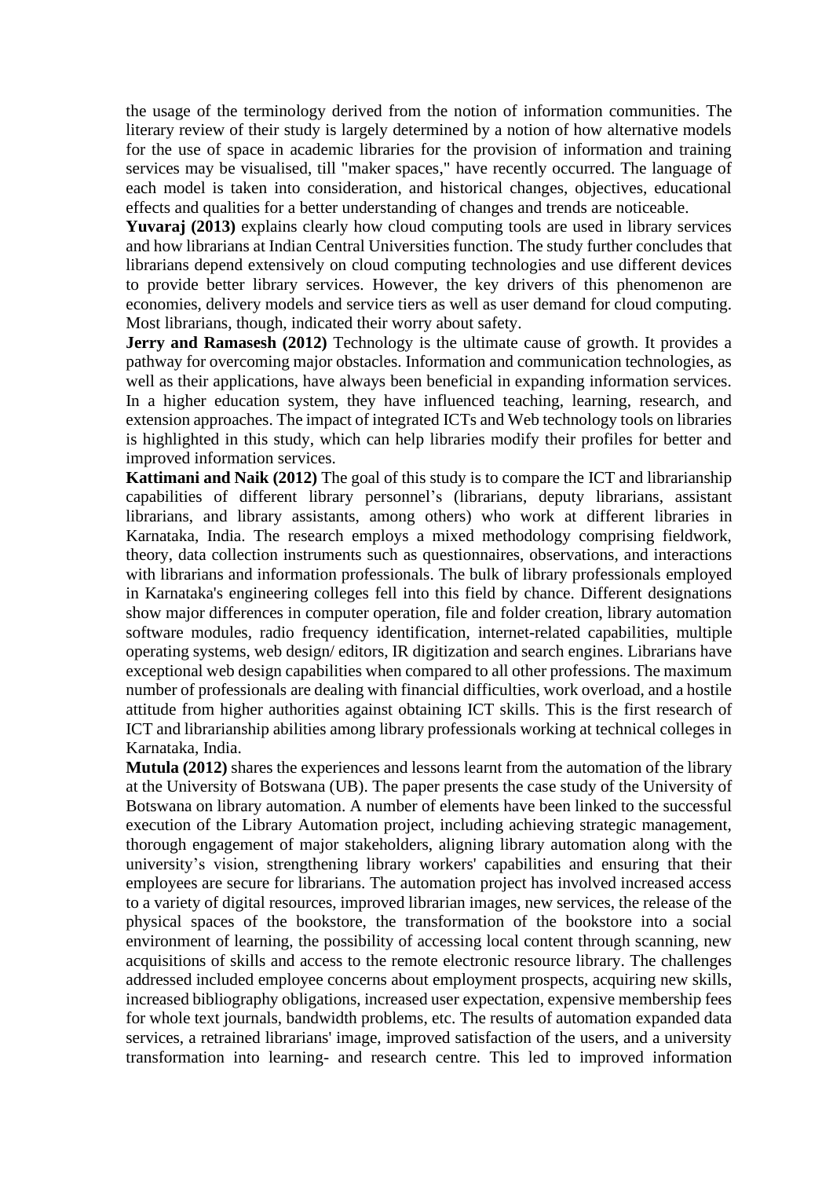the usage of the terminology derived from the notion of information communities. The literary review of their study is largely determined by a notion of how alternative models for the use of space in academic libraries for the provision of information and training services may be visualised, till "maker spaces," have recently occurred. The language of each model is taken into consideration, and historical changes, objectives, educational effects and qualities for a better understanding of changes and trends are noticeable.

**Yuvaraj (2013)** explains clearly how cloud computing tools are used in library services and how librarians at Indian Central Universities function. The study further concludes that librarians depend extensively on cloud computing technologies and use different devices to provide better library services. However, the key drivers of this phenomenon are economies, delivery models and service tiers as well as user demand for cloud computing. Most librarians, though, indicated their worry about safety.

**Jerry and Ramasesh (2012)** Technology is the ultimate cause of growth. It provides a pathway for overcoming major obstacles. Information and communication technologies, as well as their applications, have always been beneficial in expanding information services. In a higher education system, they have influenced teaching, learning, research, and extension approaches. The impact of integrated ICTs and Web technology tools on libraries is highlighted in this study, which can help libraries modify their profiles for better and improved information services.

**Kattimani and Naik (2012)** The goal of this study is to compare the ICT and librarianship capabilities of different library personnel's (librarians, deputy librarians, assistant librarians, and library assistants, among others) who work at different libraries in Karnataka, India. The research employs a mixed methodology comprising fieldwork, theory, data collection instruments such as questionnaires, observations, and interactions with librarians and information professionals. The bulk of library professionals employed in Karnataka's engineering colleges fell into this field by chance. Different designations show major differences in computer operation, file and folder creation, library automation software modules, radio frequency identification, internet-related capabilities, multiple operating systems, web design/ editors, IR digitization and search engines. Librarians have exceptional web design capabilities when compared to all other professions. The maximum number of professionals are dealing with financial difficulties, work overload, and a hostile attitude from higher authorities against obtaining ICT skills. This is the first research of ICT and librarianship abilities among library professionals working at technical colleges in Karnataka, India.

**Mutula (2012)** shares the experiences and lessons learnt from the automation of the library at the University of Botswana (UB). The paper presents the case study of the University of Botswana on library automation. A number of elements have been linked to the successful execution of the Library Automation project, including achieving strategic management, thorough engagement of major stakeholders, aligning library automation along with the university's vision, strengthening library workers' capabilities and ensuring that their employees are secure for librarians. The automation project has involved increased access to a variety of digital resources, improved librarian images, new services, the release of the physical spaces of the bookstore, the transformation of the bookstore into a social environment of learning, the possibility of accessing local content through scanning, new acquisitions of skills and access to the remote electronic resource library. The challenges addressed included employee concerns about employment prospects, acquiring new skills, increased bibliography obligations, increased user expectation, expensive membership fees for whole text journals, bandwidth problems, etc. The results of automation expanded data services, a retrained librarians' image, improved satisfaction of the users, and a university transformation into learning- and research centre. This led to improved information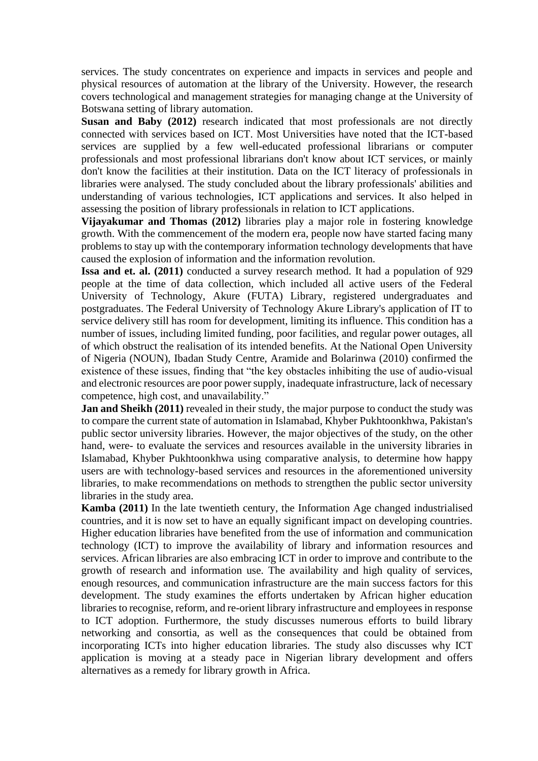services. The study concentrates on experience and impacts in services and people and physical resources of automation at the library of the University. However, the research covers technological and management strategies for managing change at the University of Botswana setting of library automation.

**Susan and Baby (2012)** research indicated that most professionals are not directly connected with services based on ICT. Most Universities have noted that the ICT-based services are supplied by a few well-educated professional librarians or computer professionals and most professional librarians don't know about ICT services, or mainly don't know the facilities at their institution. Data on the ICT literacy of professionals in libraries were analysed. The study concluded about the library professionals' abilities and understanding of various technologies, ICT applications and services. It also helped in assessing the position of library professionals in relation to ICT applications.

**Vijayakumar and Thomas (2012)** libraries play a major role in fostering knowledge growth. With the commencement of the modern era, people now have started facing many problems to stay up with the contemporary information technology developments that have caused the explosion of information and the information revolution.

**Issa and et. al. (2011)** conducted a survey research method. It had a population of 929 people at the time of data collection, which included all active users of the Federal University of Technology, Akure (FUTA) Library, registered undergraduates and postgraduates. The Federal University of Technology Akure Library's application of IT to service delivery still has room for development, limiting its influence. This condition has a number of issues, including limited funding, poor facilities, and regular power outages, all of which obstruct the realisation of its intended benefits. At the National Open University of Nigeria (NOUN), Ibadan Study Centre, Aramide and Bolarinwa (2010) confirmed the existence of these issues, finding that "the key obstacles inhibiting the use of audio-visual and electronic resources are poor power supply, inadequate infrastructure, lack of necessary competence, high cost, and unavailability."

**Jan and Sheikh (2011)** revealed in their study, the major purpose to conduct the study was to compare the current state of automation in Islamabad, Khyber Pukhtoonkhwa, Pakistan's public sector university libraries. However, the major objectives of the study, on the other hand, were- to evaluate the services and resources available in the university libraries in Islamabad, Khyber Pukhtoonkhwa using comparative analysis, to determine how happy users are with technology-based services and resources in the aforementioned university libraries, to make recommendations on methods to strengthen the public sector university libraries in the study area.

**Kamba (2011)** In the late twentieth century, the Information Age changed industrialised countries, and it is now set to have an equally significant impact on developing countries. Higher education libraries have benefited from the use of information and communication technology (ICT) to improve the availability of library and information resources and services. African libraries are also embracing ICT in order to improve and contribute to the growth of research and information use. The availability and high quality of services, enough resources, and communication infrastructure are the main success factors for this development. The study examines the efforts undertaken by African higher education libraries to recognise, reform, and re-orient library infrastructure and employees in response to ICT adoption. Furthermore, the study discusses numerous efforts to build library networking and consortia, as well as the consequences that could be obtained from incorporating ICTs into higher education libraries. The study also discusses why ICT application is moving at a steady pace in Nigerian library development and offers alternatives as a remedy for library growth in Africa.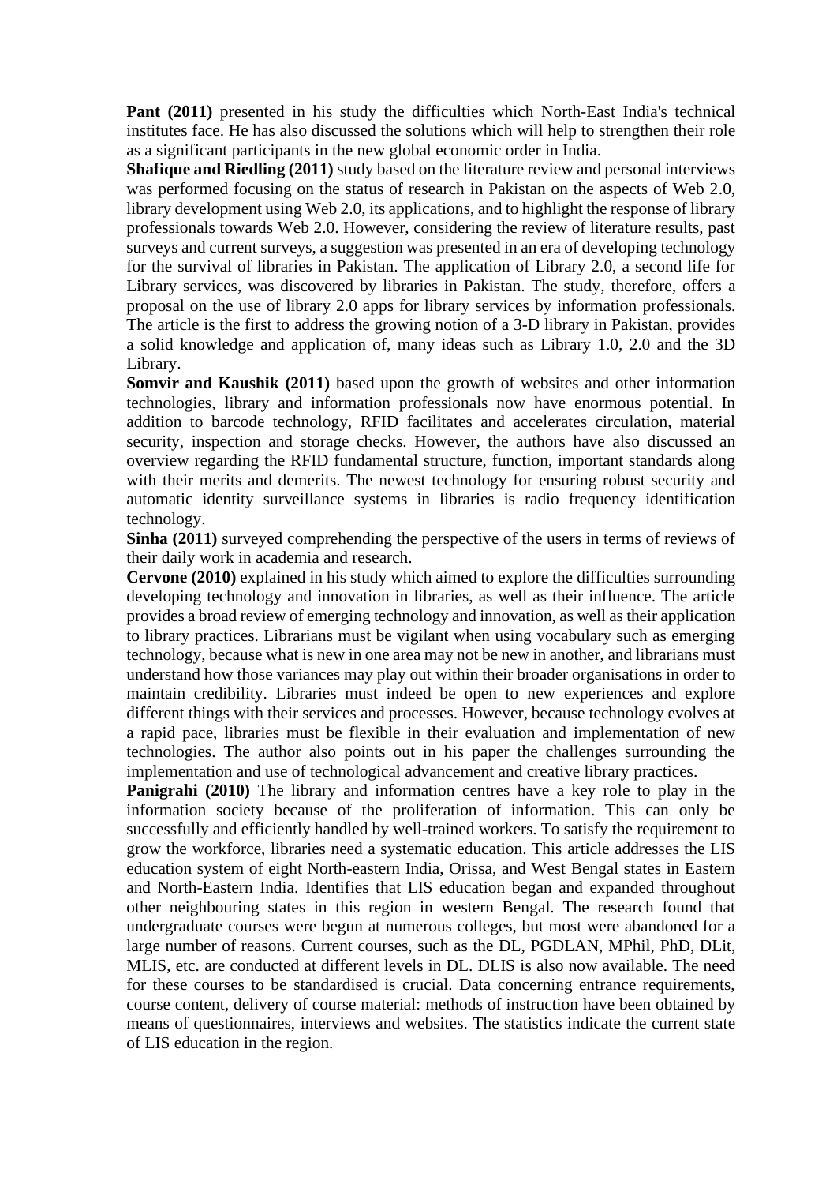**Pant (2011)** presented in his study the difficulties which North-East India's technical institutes face. He has also discussed the solutions which will help to strengthen their role as a significant participants in the new global economic order in India.

**Shafique and Riedling (2011)** study based on the literature review and personal interviews was performed focusing on the status of research in Pakistan on the aspects of Web 2.0, library development using Web 2.0, its applications, and to highlight the response of library professionals towards Web 2.0. However, considering the review of literature results, past surveys and current surveys, a suggestion was presented in an era of developing technology for the survival of libraries in Pakistan. The application of Library 2.0, a second life for Library services, was discovered by libraries in Pakistan. The study, therefore, offers a proposal on the use of library 2.0 apps for library services by information professionals. The article is the first to address the growing notion of a 3-D library in Pakistan, provides a solid knowledge and application of, many ideas such as Library 1.0, 2.0 and the 3D Library.

**Somvir and Kaushik (2011)** based upon the growth of websites and other information technologies, library and information professionals now have enormous potential. In addition to barcode technology, RFID facilitates and accelerates circulation, material security, inspection and storage checks. However, the authors have also discussed an overview regarding the RFID fundamental structure, function, important standards along with their merits and demerits. The newest technology for ensuring robust security and automatic identity surveillance systems in libraries is radio frequency identification technology.

**Sinha (2011)** surveyed comprehending the perspective of the users in terms of reviews of their daily work in academia and research.

**Cervone (2010)** explained in his study which aimed to explore the difficulties surrounding developing technology and innovation in libraries, as well as their influence. The article provides a broad review of emerging technology and innovation, as well as their application to library practices. Librarians must be vigilant when using vocabulary such as emerging technology, because what is new in one area may not be new in another, and librarians must understand how those variances may play out within their broader organisations in order to maintain credibility. Libraries must indeed be open to new experiences and explore different things with their services and processes. However, because technology evolves at a rapid pace, libraries must be flexible in their evaluation and implementation of new technologies. The author also points out in his paper the challenges surrounding the implementation and use of technological advancement and creative library practices.

**Panigrahi (2010)** The library and information centres have a key role to play in the information society because of the proliferation of information. This can only be successfully and efficiently handled by well-trained workers. To satisfy the requirement to grow the workforce, libraries need a systematic education. This article addresses the LIS education system of eight North-eastern India, Orissa, and West Bengal states in Eastern and North-Eastern India. Identifies that LIS education began and expanded throughout other neighbouring states in this region in western Bengal. The research found that undergraduate courses were begun at numerous colleges, but most were abandoned for a large number of reasons. Current courses, such as the DL, PGDLAN, MPhil, PhD, DLit, MLIS, etc. are conducted at different levels in DL. DLIS is also now available. The need for these courses to be standardised is crucial. Data concerning entrance requirements, course content, delivery of course material: methods of instruction have been obtained by means of questionnaires, interviews and websites. The statistics indicate the current state of LIS education in the region.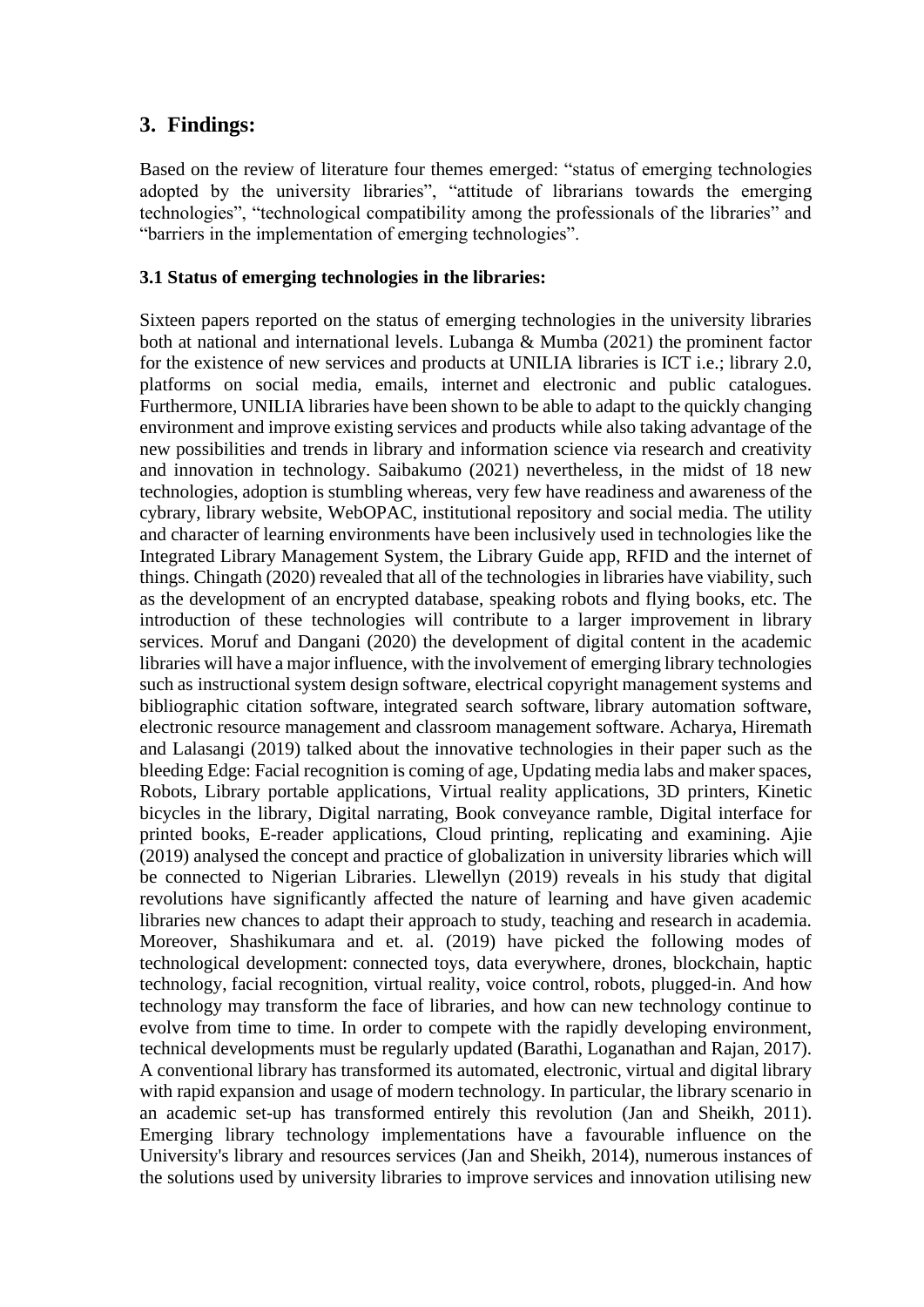## 3. Findings:

Based on the review of literature four themes emerged: "status of emerging technologies adopted by the university libraries", "attitude of librarians towards the emerging technologies", "technological compatibility among the professionals of the libraries" and "barriers in the implementation of emerging technologies".

### 3.1 Status of emerging technologies in the libraries:

Sixteen papers reported on the status of emerging technologies in the university libraries both at national and international levels. Lubanga & Mumba (2021) the prominent factor for the existence of new services and products at UNILIA libraries is ICT i.e.; library 2.0, platforms on social media, emails, internet and electronic and public catalogues. Furthermore, UNILIA libraries have been shown to be able to adapt to the quickly changing environment and improve existing services and products while also taking advantage of the new possibilities and trends in library and information science via research and creativity and innovation in technology. Saibakumo (2021) nevertheless, in the midst of 18 new technologies, adoption is stumbling whereas, very few have readiness and awareness of the cybrary, library website, WebOPAC, institutional repository and social media. The utility and character of learning environments have been inclusively used in technologies like the Integrated Library Management System, the Library Guide app, RFID and the internet of things. Chingath (2020) revealed that all of the technologies in libraries have viability, such as the development of an encrypted database, speaking robots and flying books, etc. The introduction of these technologies will contribute to a larger improvement in library services. Moruf and Dangani (2020) the development of digital content in the academic libraries will have a major influence, with the involvement of emerging library technologies such as instructional system design software, electrical copyright management systems and bibliographic citation software, integrated search software, library automation software, electronic resource management and classroom management software. Acharya, Hiremath and Lalasangi (2019) talked about the innovative technologies in their paper such as the bleeding Edge: Facial recognition is coming of age, Updating media labs and maker spaces, Robots, Library portable applications, Virtual reality applications, 3D printers, Kinetic bicycles in the library, Digital narrating, Book conveyance ramble, Digital interface for printed books, E-reader applications, Cloud printing, replicating and examining. Ajie (2019) analysed the concept and practice of globalization in university libraries which will be connected to Nigerian Libraries. Llewellyn (2019) reveals in his study that digital revolutions have significantly affected the nature of learning and have given academic libraries new chances to adapt their approach to study, teaching and research in academia. Moreover, Shashikumara and et. al. (2019) have picked the following modes of technological development: connected toys, data everywhere, drones, blockchain, haptic technology, facial recognition, virtual reality, voice control, robots, plugged-in. And how technology may transform the face of libraries, and how can new technology continue to evolve from time to time. In order to compete with the rapidly developing environment, technical developments must be regularly updated (Barathi, Loganathan and Rajan, 2017). A conventional library has transformed its automated, electronic, virtual and digital library with rapid expansion and usage of modern technology. In particular, the library scenario in an academic set-up has transformed entirely this revolution (Jan and Sheikh, 2011). Emerging library technology implementations have a favourable influence on the University's library and resources services (Jan and Sheikh, 2014), numerous instances of the solutions used by university libraries to improve services and innovation utilising new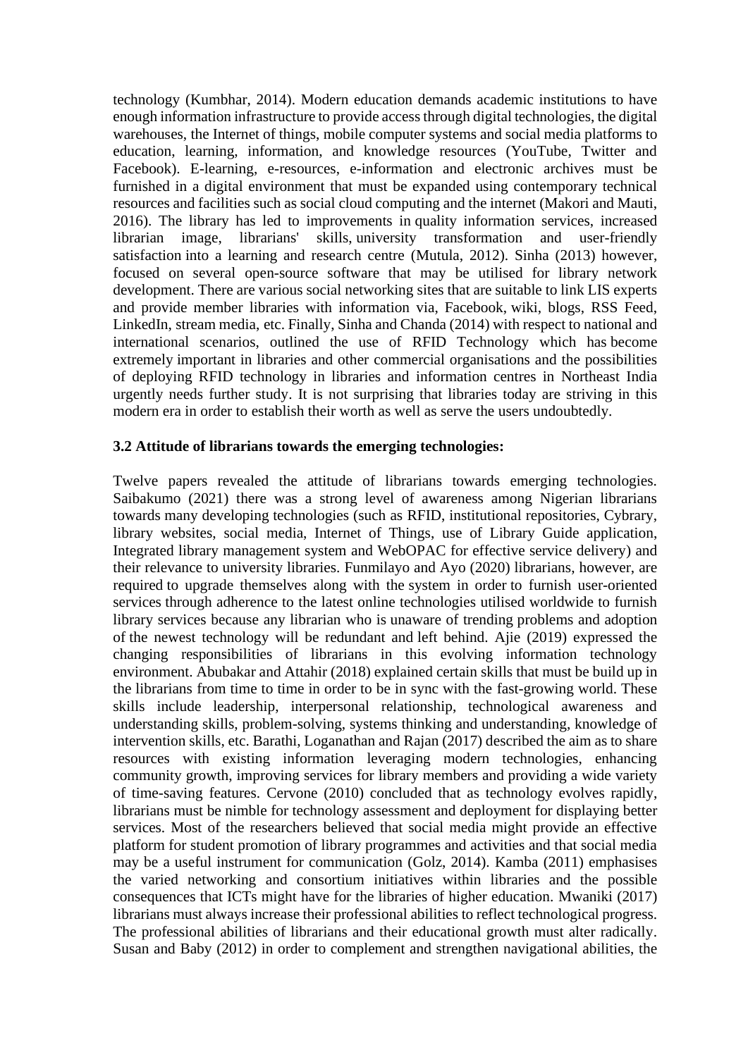technology (Kumbhar, 2014). Modern education demands academic institutions to have enough information infrastructure to provide access through digital technologies, the digital warehouses, the Internet of things, mobile computer systems and social media platforms to education, learning, information, and knowledge resources (YouTube, Twitter and Facebook). E-learning, e-resources, e-information and electronic archives must be furnished in a digital environment that must be expanded using contemporary technical resources and facilities such as social cloud computing and the internet (Makori and Mauti, 2016). The library has led to improvements in quality information services, increased librarian image, librarians' skills, university transformation and user-friendly satisfaction into a learning and research centre (Mutula, 2012). Sinha (2013) however, focused on several open-source software that may be utilised for library network development. There are various social networking sites that are suitable to link LIS experts and provide member libraries with information via, Facebook, wiki, blogs, RSS Feed, LinkedIn, stream media, etc. Finally, Sinha and Chanda (2014) with respect to national and international scenarios, outlined the use of RFID Technology which has become extremely important in libraries and other commercial organisations and the possibilities of deploying RFID technology in libraries and information centres in Northeast India urgently needs further study. It is not surprising that libraries today are striving in this modern era in order to establish their worth as well as serve the users undoubtedly.

### 3.2 Attitude of librarians towards the emerging technologies:

Twelve papers revealed the attitude of librarians towards emerging technologies. Saibakumo (2021) there was a strong level of awareness among Nigerian librarians towards many developing technologies (such as RFID, institutional repositories, Cybrary, library websites, social media, Internet of Things, use of Library Guide application, Integrated library management system and WebOPAC for effective service delivery) and their relevance to university libraries. Funmilayo and Ayo (2020) librarians, however, are required to upgrade themselves along with the system in order to furnish user-oriented services through adherence to the latest online technologies utilised worldwide to furnish library services because any librarian who is unaware of trending problems and adoption of the newest technology will be redundant and left behind. Ajie (2019) expressed the changing responsibilities of librarians in this evolving information technology environment. Abubakar and Attahir (2018) explained certain skills that must be build up in the librarians from time to time in order to be in sync with the fast-growing world. These skills include leadership, interpersonal relationship, technological awareness and understanding skills, problem-solving, systems thinking and understanding, knowledge of intervention skills, etc. Barathi, Loganathan and Rajan (2017) described the aim as to share resources with existing information leveraging modern technologies, enhancing community growth, improving services for library members and providing a wide variety of time-saving features. Cervone (2010) concluded that as technology evolves rapidly, librarians must be nimble for technology assessment and deployment for displaying better services. Most of the researchers believed that social media might provide an effective platform for student promotion of library programmes and activities and that social media may be a useful instrument for communication (Golz, 2014). Kamba (2011) emphasises the varied networking and consortium initiatives within libraries and the possible consequences that ICTs might have for the libraries of higher education. Mwaniki (2017) librarians must always increase their professional abilities to reflect technological progress. The professional abilities of librarians and their educational growth must alter radically. Susan and Baby (2012) in order to complement and strengthen navigational abilities, the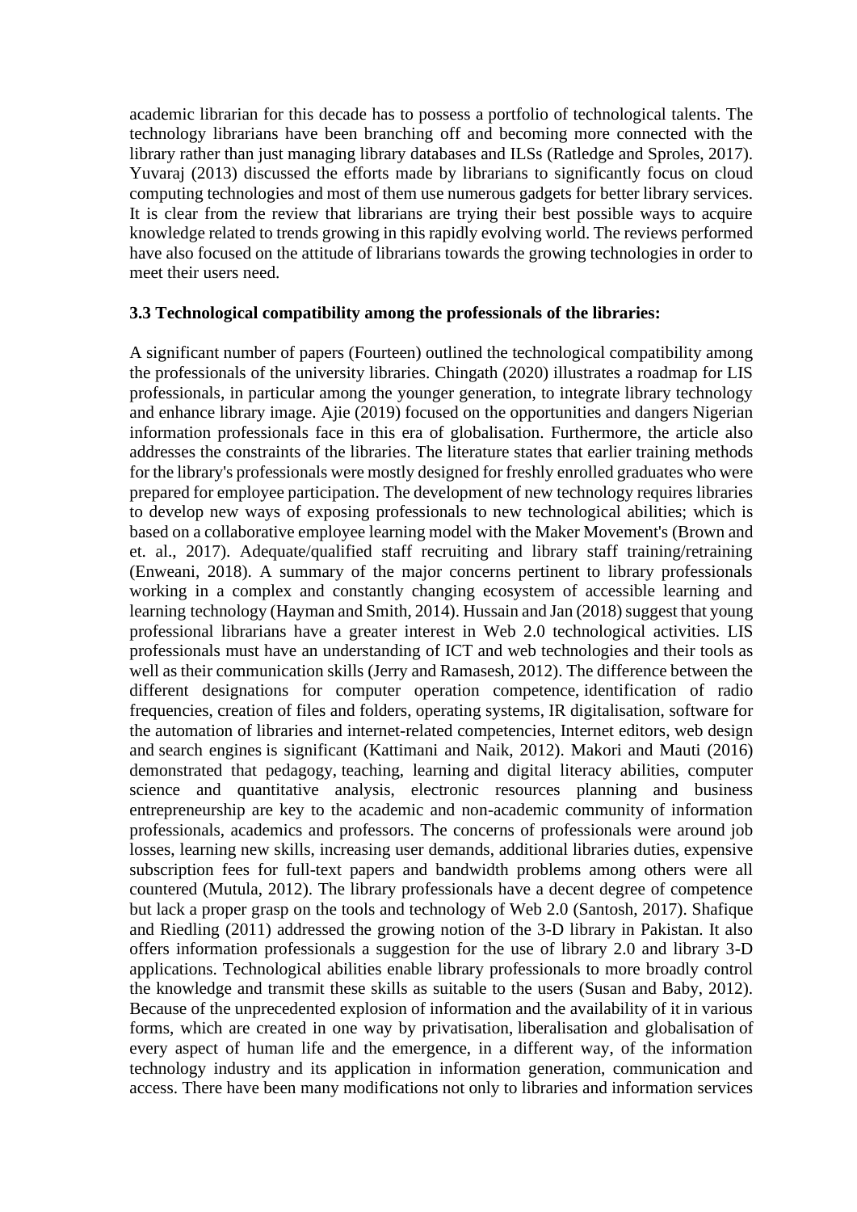academic librarian for this decade has to possess a portfolio of technological talents. The technology librarians have been branching off and becoming more connected with the library rather than just managing library databases and ILSs (Ratledge and Sproles, 2017). Yuvaraj (2013) discussed the efforts made by librarians to significantly focus on cloud computing technologies and most of them use numerous gadgets for better library services. It is clear from the review that librarians are trying their best possible ways to acquire knowledge related to trends growing in this rapidly evolving world. The reviews performed have also focused on the attitude of librarians towards the growing technologies in order to meet their users need.

### 3.3 Technological compatibility among the professionals of the libraries:

A significant number of papers (Fourteen) outlined the technological compatibility among the professionals of the university libraries. Chingath (2020) illustrates a roadmap for LIS professionals, in particular among the younger generation, to integrate library technology and enhance library image. Ajie (2019) focused on the opportunities and dangers Nigerian information professionals face in this era of globalisation. Furthermore, the article also addresses the constraints of the libraries. The literature states that earlier training methods for the library's professionals were mostly designed for freshly enrolled graduates who were prepared for employee participation. The development of new technology requires libraries to develop new ways of exposing professionals to new technological abilities; which is based on a collaborative employee learning model with the Maker Movement's (Brown and et. al., 2017). Adequate/qualified staff recruiting and library staff training/retraining (Enweani, 2018). A summary of the major concerns pertinent to library professionals working in a complex and constantly changing ecosystem of accessible learning and learning technology (Hayman and Smith, 2014). Hussain and Jan (2018) suggest that young professional librarians have a greater interest in Web 2.0 technological activities. LIS professionals must have an understanding of ICT and web technologies and their tools as well as their communication skills (Jerry and Ramasesh, 2012). The difference between the different designations for computer operation competence, identification of radio frequencies, creation of files and folders, operating systems, IR digitalisation, software for the automation of libraries and internet-related competencies, Internet editors, web design and search engines is significant (Kattimani and Naik, 2012). Makori and Mauti (2016) demonstrated that pedagogy, teaching, learning and digital literacy abilities, computer science and quantitative analysis, electronic resources planning and business entrepreneurship are key to the academic and non-academic community of information professionals, academics and professors. The concerns of professionals were around job losses, learning new skills, increasing user demands, additional libraries duties, expensive subscription fees for full-text papers and bandwidth problems among others were all countered (Mutula, 2012). The library professionals have a decent degree of competence but lack a proper grasp on the tools and technology of Web 2.0 (Santosh, 2017). Shafique and Riedling (2011) addressed the growing notion of the 3-D library in Pakistan. It also offers information professionals a suggestion for the use of library 2.0 and library 3-D applications. Technological abilities enable library professionals to more broadly control the knowledge and transmit these skills as suitable to the users (Susan and Baby, 2012). Because of the unprecedented explosion of information and the availability of it in various forms, which are created in one way by privatisation, liberalisation and globalisation of every aspect of human life and the emergence, in a different way, of the information technology industry and its application in information generation, communication and access. There have been many modifications not only to libraries and information services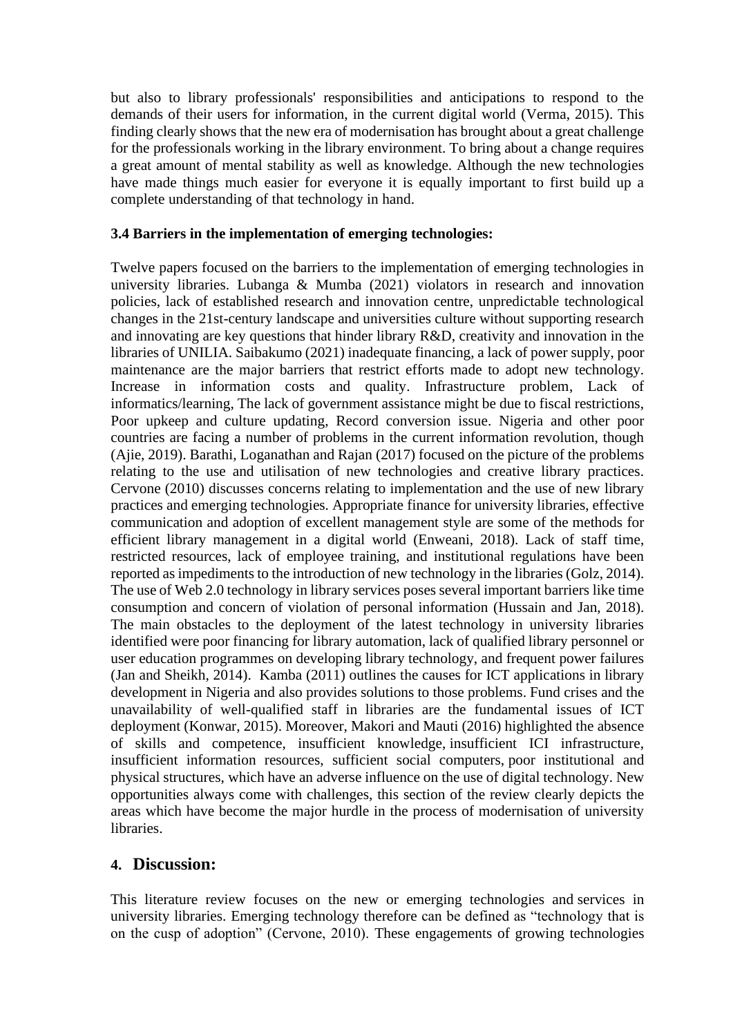but also to library professionals' responsibilities and anticipations to respond to the demands of their users for information, in the current digital world (Verma, 2015). This finding clearly shows that the new era of modernisation has brought about a great challenge for the professionals working in the library environment. To bring about a change requires a great amount of mental stability as well as knowledge. Although the new technologies have made things much easier for everyone it is equally important to first build up a complete understanding of that technology in hand.

### 3.4 Barriers in the implementation of emerging technologies:

Twelve papers focused on the barriers to the implementation of emerging technologies in university libraries. Lubanga & Mumba (2021) violators in research and innovation policies, lack of established research and innovation centre, unpredictable technological changes in the 21st-century landscape and universities culture without supporting research and innovating are key questions that hinder library R&D, creativity and innovation in the libraries of UNILIA. Saibakumo (2021) inadequate financing, a lack of power supply, poor maintenance are the major barriers that restrict efforts made to adopt new technology. Increase in information costs and quality. Infrastructure problem, Lack of informatics/learning, The lack of government assistance might be due to fiscal restrictions, Poor upkeep and culture updating, Record conversion issue. Nigeria and other poor countries are facing a number of problems in the current information revolution, though (Ajie, 2019). Barathi, Loganathan and Rajan (2017) focused on the picture of the problems relating to the use and utilisation of new technologies and creative library practices. Cervone (2010) discusses concerns relating to implementation and the use of new library practices and emerging technologies. Appropriate finance for university libraries, effective communication and adoption of excellent management style are some of the methods for efficient library management in a digital world (Enweani, 2018). Lack of staff time, restricted resources, lack of employee training, and institutional regulations have been reported as impediments to the introduction of new technology in the libraries (Golz, 2014). The use of Web 2.0 technology in library services poses several important barriers like time consumption and concern of violation of personal information (Hussain and Jan, 2018). The main obstacles to the deployment of the latest technology in university libraries identified were poor financing for library automation, lack of qualified library personnel or user education programmes on developing library technology, and frequent power failures (Jan and Sheikh, 2014). Kamba (2011) outlines the causes for ICT applications in library development in Nigeria and also provides solutions to those problems. Fund crises and the unavailability of well-qualified staff in libraries are the fundamental issues of ICT deployment (Konwar, 2015). Moreover, Makori and Mauti (2016) highlighted the absence of skills and competence, insufficient knowledge, insufficient ICI infrastructure, insufficient information resources, sufficient social computers, poor institutional and physical structures, which have an adverse influence on the use of digital technology. New opportunities always come with challenges, this section of the review clearly depicts the areas which have become the major hurdle in the process of modernisation of university libraries.

## 4. Discussion:

This literature review focuses on the new or emerging technologies and services in university libraries. Emerging technology therefore can be defined as "technology that is on the cusp of adoption" (Cervone, 2010). These engagements of growing technologies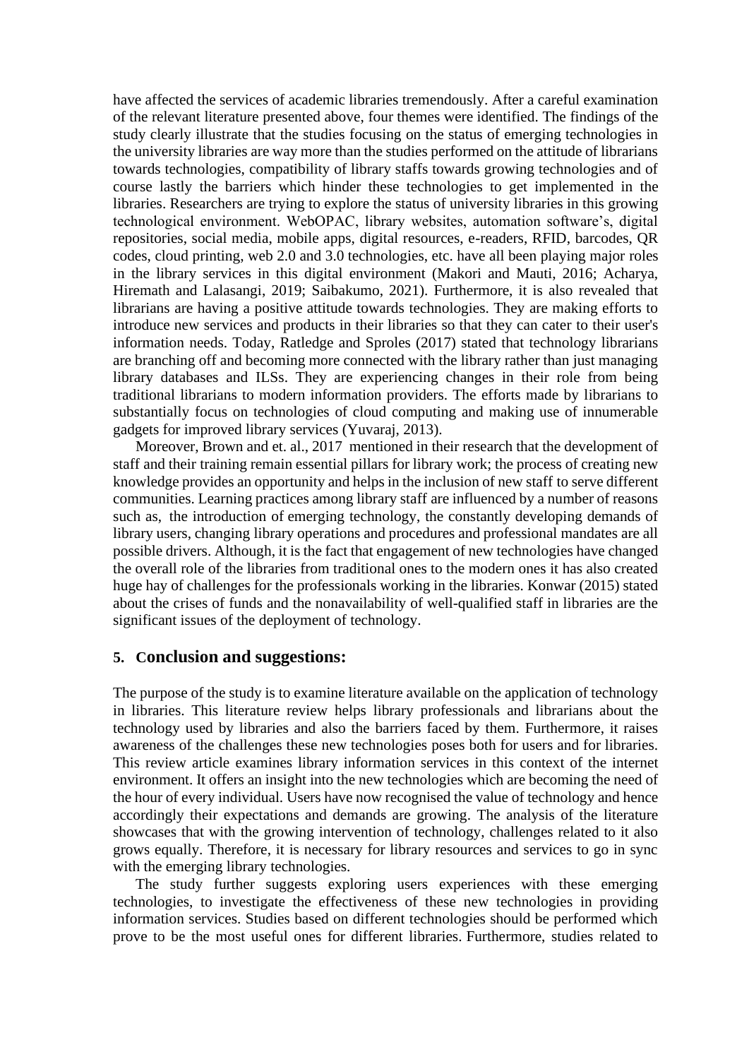have affected the services of academic libraries tremendously. After a careful examination of the relevant literature presented above, four themes were identified. The findings of the study clearly illustrate that the studies focusing on the status of emerging technologies in the university libraries are way more than the studies performed on the attitude of librarians towards technologies, compatibility of library staffs towards growing technologies and of course lastly the barriers which hinder these technologies to get implemented in the libraries. Researchers are trying to explore the status of university libraries in this growing technological environment. WebOPAC, library websites, automation software's, digital repositories, social media, mobile apps, digital resources, e-readers, RFID, barcodes, QR codes, cloud printing, web 2.0 and 3.0 technologies, etc. have all been playing major roles in the library services in this digital environment (Makori and Mauti, 2016; Acharya, Hiremath and Lalasangi, 2019; Saibakumo, 2021). Furthermore, it is also revealed that librarians are having a positive attitude towards technologies. They are making efforts to introduce new services and products in their libraries so that they can cater to their user's information needs. Today, Ratledge and Sproles (2017) stated that technology librarians are branching off and becoming more connected with the library rather than just managing library databases and ILSs. They are experiencing changes in their role from being traditional librarians to modern information providers. The efforts made by librarians to substantially focus on technologies of cloud computing and making use of innumerable gadgets for improved library services (Yuvaraj, 2013).

Moreover, Brown and et. al., 2017 mentioned in their research that the development of staff and their training remain essential pillars for library work; the process of creating new knowledge provides an opportunity and helps in the inclusion of new staff to serve different communities. Learning practices among library staff are influenced by a number of reasons such as, the introduction of emerging technology, the constantly developing demands of library users, changing library operations and procedures and professional mandates are all possible drivers. Although, it is the fact that engagement of new technologies have changed the overall role of the libraries from traditional ones to the modern ones it has also created huge hay of challenges for the professionals working in the libraries. Konwar (2015) stated about the crises of funds and the nonavailability of well-qualified staff in libraries are the significant issues of the deployment of technology.

## 5. Conclusion and suggestions:

The purpose of the study is to examine literature available on the application of technology in libraries. This literature review helps library professionals and librarians about the technology used by libraries and also the barriers faced by them. Furthermore, it raises awareness of the challenges these new technologies poses both for users and for libraries. This review article examines library information services in this context of the internet environment. It offers an insight into the new technologies which are becoming the need of the hour of every individual. Users have now recognised the value of technology and hence accordingly their expectations and demands are growing. The analysis of the literature showcases that with the growing intervention of technology, challenges related to it also grows equally. Therefore, it is necessary for library resources and services to go in sync with the emerging library technologies.

The study further suggests exploring users experiences with these emerging technologies, to investigate the effectiveness of these new technologies in providing information services. Studies based on different technologies should be performed which prove to be the most useful ones for different libraries. Furthermore, studies related to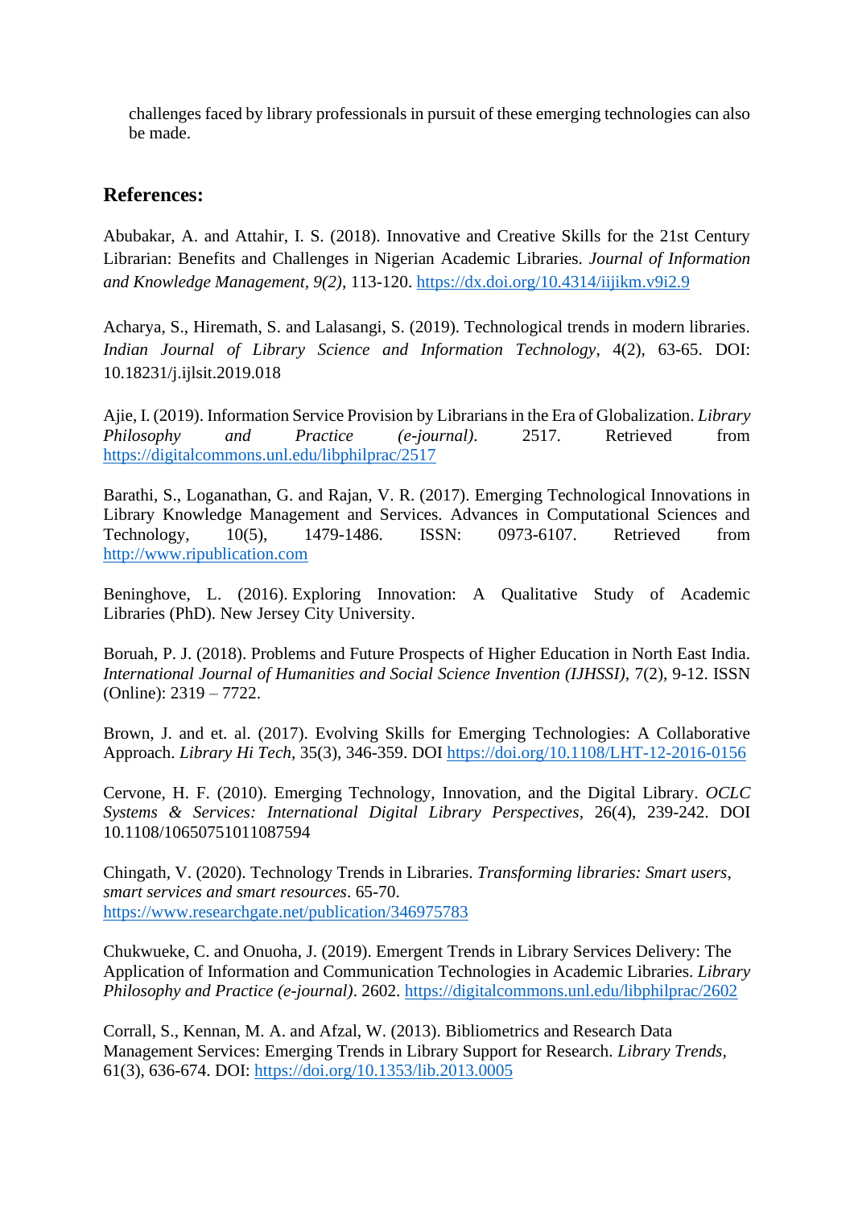challenges faced by library professionals in pursuit of these emerging technologies can also be made.

## References:

Abubakar, A. and Attahir, I. S. (2018). Innovative and Creative Skills for the 21st Century Librarian: Benefits and Challenges in Nigerian Academic Libraries. *Journal of Information and Knowledge Management, 9(2)*, 113-120. https://dx.doi.org/10.4314/iijikm.v9i2.9

Acharya, S., Hiremath, S. and Lalasangi, S. (2019). Technological trends in modern libraries. *Indian Journal of Library Science and Information Technology*, 4(2), 63-65. DOI: 10.18231/j.ijlsit.2019.018

Ajie, I. (2019). Information Service Provision by Librarians in the Era of Globalization. *Library Philosophy and Practice (e-journal)*. 2517. Retrieved from https://digitalcommons.unl.edu/libphilprac/2517

Barathi, S., Loganathan, G. and Rajan, V. R. (2017). Emerging Technological Innovations in Library Knowledge Management and Services. Advances in Computational Sciences and Technology, 10(5), 1479-1486. ISSN: 0973-6107. Retrieved from http://www.ripublication.com

Beninghove, L. (2016). Exploring Innovation: A Qualitative Study of Academic Libraries (PhD). New Jersey City University.

Boruah, P. J. (2018). Problems and Future Prospects of Higher Education in North East India. *International Journal of Humanities and Social Science Invention (IJHSSI)*, 7(2), 9-12. ISSN (Online): 2319 – 7722.

Brown, J. and et. al. (2017). Evolving Skills for Emerging Technologies: A Collaborative Approach. *Library Hi Tech*, 35(3), 346-359. DOI https://doi.org/10.1108/LHT-12-2016-0156

Cervone, H. F. (2010). Emerging Technology, Innovation, and the Digital Library. *OCLC Systems & Services: International Digital Library Perspectives*, 26(4), 239-242. DOI 10.1108/10650751011087594

Chingath, V. (2020). Technology Trends in Libraries. *Transforming libraries: Smart users, smart services and smart resources*. 65-70. https://www.researchgate.net/publication/346975783

Chukwueke, C. and Onuoha, J. (2019). Emergent Trends in Library Services Delivery: The Application of Information and Communication Technologies in Academic Libraries. *Library Philosophy and Practice (e-journal)*. 2602. https://digitalcommons.unl.edu/libphilprac/2602

Corrall, S., Kennan, M. A. and Afzal, W. (2013). Bibliometrics and Research Data Management Services: Emerging Trends in Library Support for Research. *Library Trends*, 61(3), 636-674. DOI: https://doi.org/10.1353/lib.2013.0005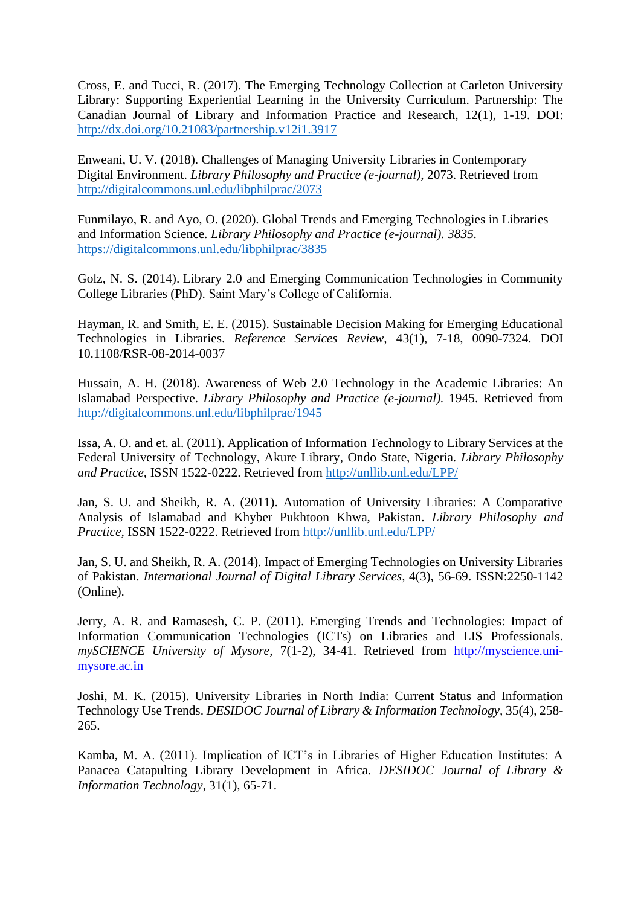Cross, E. and Tucci, R. (2017). The Emerging Technology Collection at Carleton University Library: Supporting Experiential Learning in the University Curriculum. Partnership: The Canadian Journal of Library and Information Practice and Research, 12(1), 1-19. DOI: http://dx.doi.org/10.21083/partnership.v12i1.3917

Enweani, U. V. (2018). Challenges of Managing University Libraries in Contemporary Digital Environment. *Library Philosophy and Practice (e-journal)*, 2073. Retrieved from http://digitalcommons.unl.edu/libphilprac/2073

Funmilayo, R. and Ayo, O. (2020). Global Trends and Emerging Technologies in Libraries and Information Science. *Library Philosophy and Practice (e-journal). 3835.* https://digitalcommons.unl.edu/libphilprac/3835

Golz, N. S. (2014). Library 2.0 and Emerging Communication Technologies in Community College Libraries (PhD). Saint Mary's College of California.

Hayman, R. and Smith, E. E. (2015). Sustainable Decision Making for Emerging Educational Technologies in Libraries. *Reference Services Review*, 43(1), 7-18, 0090-7324. DOI 10.1108/RSR-08-2014-0037

Hussain, A. H. (2018). Awareness of Web 2.0 Technology in the Academic Libraries: An Islamabad Perspective. *Library Philosophy and Practice (e-journal).* 1945. Retrieved from http://digitalcommons.unl.edu/libphilprac/1945

Issa, A. O. and et. al. (2011). Application of Information Technology to Library Services at the Federal University of Technology, Akure Library, Ondo State, Nigeria. *Library Philosophy and Practice*, ISSN 1522-0222. Retrieved from http://unllib.unl.edu/LPP/

Jan, S. U. and Sheikh, R. A. (2011). Automation of University Libraries: A Comparative Analysis of Islamabad and Khyber Pukhtoon Khwa, Pakistan. *Library Philosophy and Practice,* ISSN 1522-0222. Retrieved from http://unllib.unl.edu/LPP/

Jan, S. U. and Sheikh, R. A. (2014). Impact of Emerging Technologies on University Libraries of Pakistan. *International Journal of Digital Library Services*, 4(3), 56-69. ISSN:2250-1142 (Online).

Jerry, A. R. and Ramasesh, C. P. (2011). Emerging Trends and Technologies: Impact of Information Communication Technologies (ICTs) on Libraries and LIS Professionals. *mySCIENCE University of Mysore*, 7(1-2), 34-41. Retrieved from http://myscience.uni-mysore.ac.in

Joshi, M. K. (2015). University Libraries in North India: Current Status and Information Technology Use Trends. *DESIDOC Journal of Library & Information Technology*, 35(4), 258-265.

Kamba, M. A. (2011). Implication of ICT's in Libraries of Higher Education Institutes: A Panacea Catapulting Library Development in Africa. *DESIDOC Journal of Library & Information Technology*, 31(1), 65-71.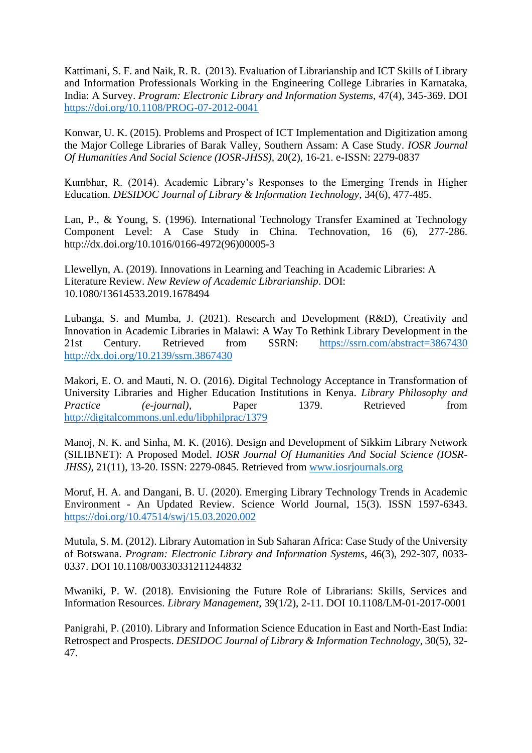Kattimani, S. F. and Naik, R. R. (2013). Evaluation of Librarianship and ICT Skills of Library and Information Professionals Working in the Engineering College Libraries in Karnataka, India: A Survey. *Program: Electronic Library and Information Systems*, 47(4), 345-369. DOI https://doi.org/10.1108/PROG-07-2012-0041

Konwar, U. K. (2015). Problems and Prospect of ICT Implementation and Digitization among the Major College Libraries of Barak Valley, Southern Assam: A Case Study. *IOSR Journal Of Humanities And Social Science (IOSR-JHSS)*, 20(2), 16-21. e-ISSN: 2279-0837

Kumbhar, R. (2014). Academic Library's Responses to the Emerging Trends in Higher Education. *DESIDOC Journal of Library & Information Technology*, 34(6), 477-485.

Lan, P., & Young, S. (1996). International Technology Transfer Examined at Technology Component Level: A Case Study in China. Technovation, 16 (6), 277-286. http://dx.doi.org/10.1016/0166-4972(96)00005-3

Llewellyn, A. (2019). Innovations in Learning and Teaching in Academic Libraries: A Literature Review. *New Review of Academic Librarianship*. DOI: 10.1080/13614533.2019.1678494

Lubanga, S. and Mumba, J. (2021). Research and Development (R&D), Creativity and Innovation in Academic Libraries in Malawi: A Way To Rethink Library Development in the 21st Century. Retrieved from SSRN: https://ssrn.com/abstract=3867430 http://dx.doi.org/10.2139/ssrn.3867430

Makori, E. O. and Mauti, N. O. (2016). Digital Technology Acceptance in Transformation of University Libraries and Higher Education Institutions in Kenya. *Library Philosophy and Practice (e-journal)*, Paper 1379. Retrieved from http://digitalcommons.unl.edu/libphilprac/1379

Manoj, N. K. and Sinha, M. K. (2016). Design and Development of Sikkim Library Network (SILIBNET): A Proposed Model. *IOSR Journal Of Humanities And Social Science (IOSR-JHSS)*, 21(11), 13-20. ISSN: 2279-0845. Retrieved from www.iosrjournals.org

Moruf, H. A. and Dangani, B. U. (2020). Emerging Library Technology Trends in Academic Environment - An Updated Review. Science World Journal, 15(3). ISSN 1597-6343. https://doi.org/10.47514/swj/15.03.2020.002

Mutula, S. M. (2012). Library Automation in Sub Saharan Africa: Case Study of the University of Botswana. *Program: Electronic Library and Information Systems*, 46(3), 292-307, 0033-0337. DOI 10.1108/00330331211244832

Mwaniki, P. W. (2018). Envisioning the Future Role of Librarians: Skills, Services and Information Resources. *Library Management*, 39(1/2), 2-11. DOI 10.1108/LM-01-2017-0001

Panigrahi, P. (2010). Library and Information Science Education in East and North-East India: Retrospect and Prospects. *DESIDOC Journal of Library & Information Technology*, 30(5), 32-47.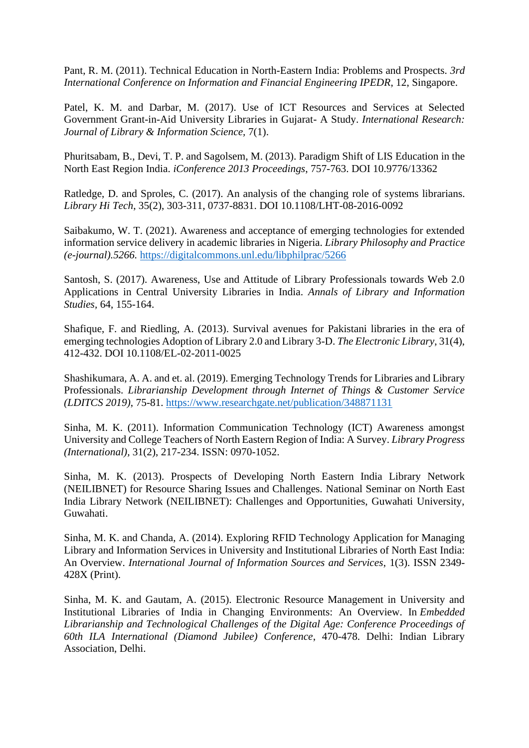Pant, R. M. (2011). Technical Education in North-Eastern India: Problems and Prospects. *3rd International Conference on Information and Financial Engineering IPEDR*, 12, Singapore.

Patel, K. M. and Darbar, M. (2017). Use of ICT Resources and Services at Selected Government Grant-in-Aid University Libraries in Gujarat- A Study. *International Research: Journal of Library & Information Science*, 7(1).

Phuritsabam, B., Devi, T. P. and Sagolsem, M. (2013). Paradigm Shift of LIS Education in the North East Region India. *iConference 2013 Proceedings*, 757-763. DOI 10.9776/13362

Ratledge, D. and Sproles, C. (2017). An analysis of the changing role of systems librarians. *Library Hi Tech*, 35(2), 303-311, 0737-8831. DOI 10.1108/LHT-08-2016-0092

Saibakumo, W. T. (2021). Awareness and acceptance of emerging technologies for extended information service delivery in academic libraries in Nigeria. *Library Philosophy and Practice (e-journal).5266.* https://digitalcommons.unl.edu/libphilprac/5266

Santosh, S. (2017). Awareness, Use and Attitude of Library Professionals towards Web 2.0 Applications in Central University Libraries in India. *Annals of Library and Information Studies*, 64, 155-164.

Shafique, F. and Riedling, A. (2013). Survival avenues for Pakistani libraries in the era of emerging technologies Adoption of Library 2.0 and Library 3-D. *The Electronic Library*, 31(4), 412-432. DOI 10.1108/EL-02-2011-0025

Shashikumara, A. A. and et. al. (2019). Emerging Technology Trends for Libraries and Library Professionals. *Librarianship Development through Internet of Things & Customer Service (LDITCS 2019)*, 75-81. https://www.researchgate.net/publication/348871131

Sinha, M. K. (2011). Information Communication Technology (ICT) Awareness amongst University and College Teachers of North Eastern Region of India: A Survey. *Library Progress (International)*, 31(2), 217-234. ISSN: 0970-1052.

Sinha, M. K. (2013). Prospects of Developing North Eastern India Library Network (NEILIBNET) for Resource Sharing Issues and Challenges. National Seminar on North East India Library Network (NEILIBNET): Challenges and Opportunities, Guwahati University, Guwahati.

Sinha, M. K. and Chanda, A. (2014). Exploring RFID Technology Application for Managing Library and Information Services in University and Institutional Libraries of North East India: An Overview. *International Journal of Information Sources and Services*, 1(3). ISSN 2349-428X (Print).

Sinha, M. K. and Gautam, A. (2015). Electronic Resource Management in University and Institutional Libraries of India in Changing Environments: An Overview. In *Embedded Librarianship and Technological Challenges of the Digital Age: Conference Proceedings of 60th ILA International (Diamond Jubilee) Conference*, 470-478. Delhi: Indian Library Association, Delhi.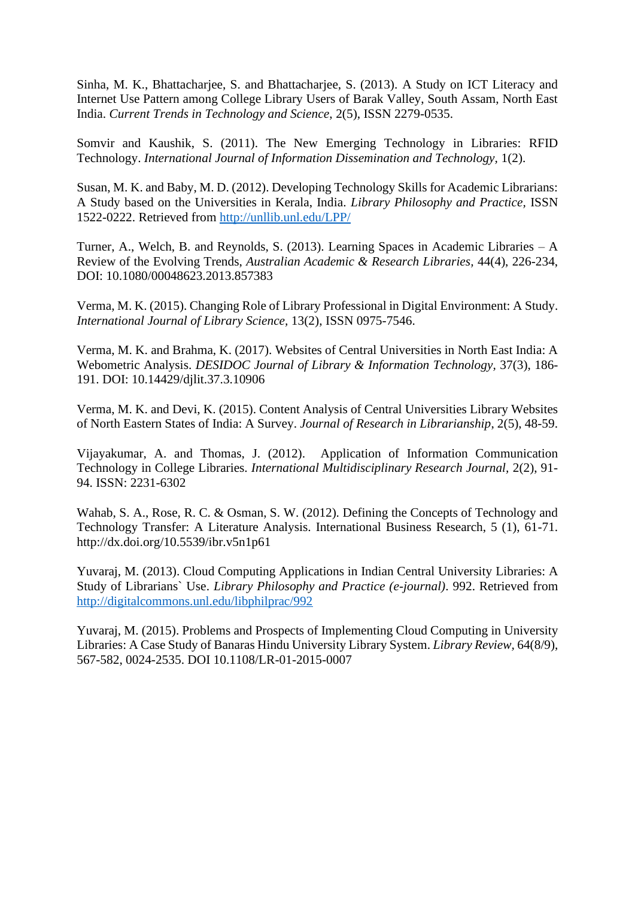Sinha, M. K., Bhattacharjee, S. and Bhattacharjee, S. (2013). A Study on ICT Literacy and Internet Use Pattern among College Library Users of Barak Valley, South Assam, North East India. *Current Trends in Technology and Science*, 2(5), ISSN 2279-0535.

Somvir and Kaushik, S. (2011). The New Emerging Technology in Libraries: RFID Technology. *International Journal of Information Dissemination and Technology*, 1(2).

Susan, M. K. and Baby, M. D. (2012). Developing Technology Skills for Academic Librarians: A Study based on the Universities in Kerala, India. *Library Philosophy and Practice*, ISSN 1522-0222. Retrieved from http://unllib.unl.edu/LPP/

Turner, A., Welch, B. and Reynolds, S. (2013). Learning Spaces in Academic Libraries – A Review of the Evolving Trends, *Australian Academic & Research Libraries*, 44(4), 226-234, DOI: 10.1080/00048623.2013.857383

Verma, M. K. (2015). Changing Role of Library Professional in Digital Environment: A Study. *International Journal of Library Science*, 13(2), ISSN 0975-7546.

Verma, M. K. and Brahma, K. (2017). Websites of Central Universities in North East India: A Webometric Analysis. *DESIDOC Journal of Library & Information Technology*, 37(3), 186-191. DOI: 10.14429/djlit.37.3.10906

Verma, M. K. and Devi, K. (2015). Content Analysis of Central Universities Library Websites of North Eastern States of India: A Survey. *Journal of Research in Librarianship*, 2(5), 48-59.

Vijayakumar, A. and Thomas, J. (2012). Application of Information Communication Technology in College Libraries. *International Multidisciplinary Research Journal*, 2(2), 91-94. ISSN: 2231-6302

Wahab, S. A., Rose, R. C. & Osman, S. W. (2012). Defining the Concepts of Technology and Technology Transfer: A Literature Analysis. International Business Research, 5 (1), 61-71. http://dx.doi.org/10.5539/ibr.v5n1p61

Yuvaraj, M. (2013). Cloud Computing Applications in Indian Central University Libraries: A Study of Librarians` Use. *Library Philosophy and Practice (e-journal)*. 992. Retrieved from http://digitalcommons.unl.edu/libphilprac/992

Yuvaraj, M. (2015). Problems and Prospects of Implementing Cloud Computing in University Libraries: A Case Study of Banaras Hindu University Library System. *Library Review*, 64(8/9), 567-582, 0024-2535. DOI 10.1108/LR-01-2015-0007